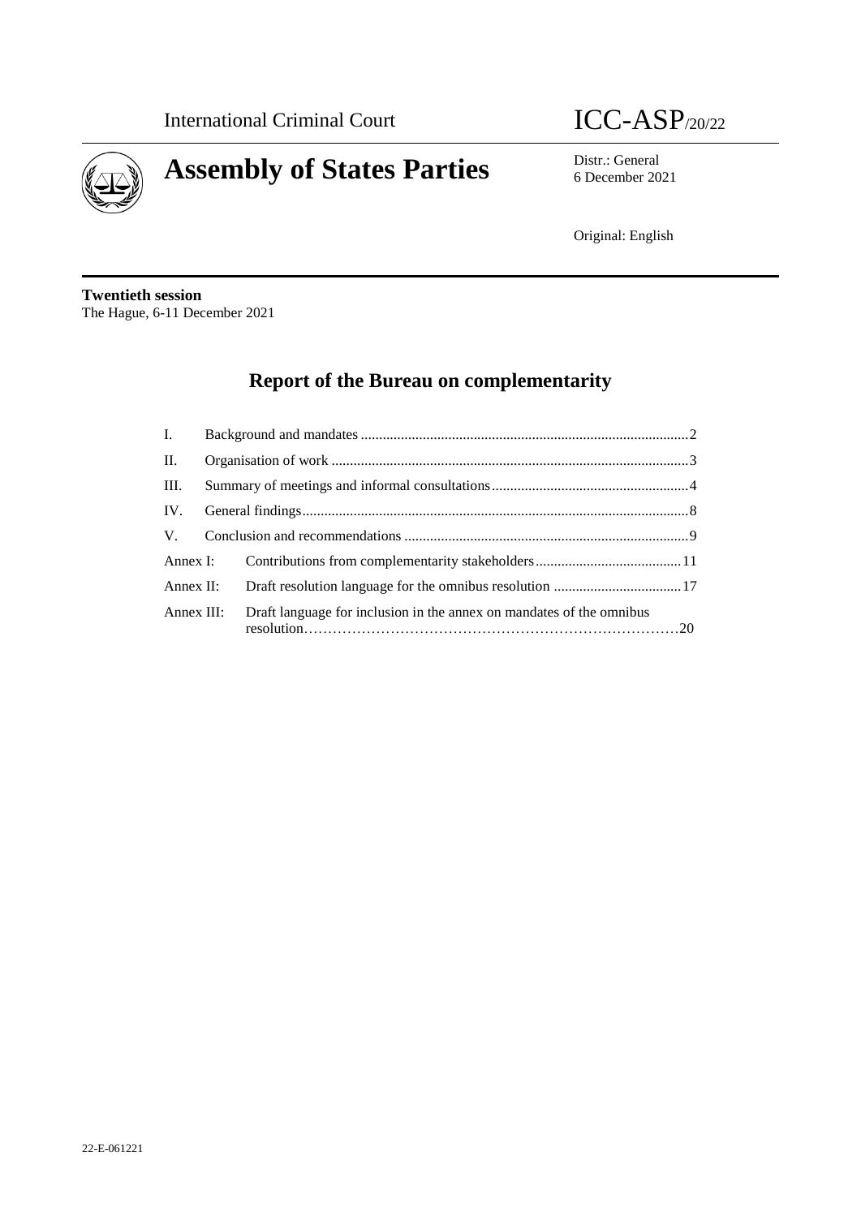International Criminal Court

ICC-ASP/20/22

# Assembly of States Parties

Distr.: General
6 December 2021

Original: English

**Twentieth session**
The Hague, 6-11 December 2021

## Report of the Bureau on complementarity

| | | |
|---|---|---|
| I. | Background and mandates | 2 |
| II. | Organisation of work | 3 |
| III. | Summary of meetings and informal consultations | 4 |
| IV. | General findings | 8 |
| V. | Conclusion and recommendations | 9 |
| Annex I: | Contributions from complementarity stakeholders | 11 |
| Annex II: | Draft resolution language for the omnibus resolution | 17 |
| Annex III: | Draft language for inclusion in the annex on mandates of the omnibus resolution | 20 |

22-E-061221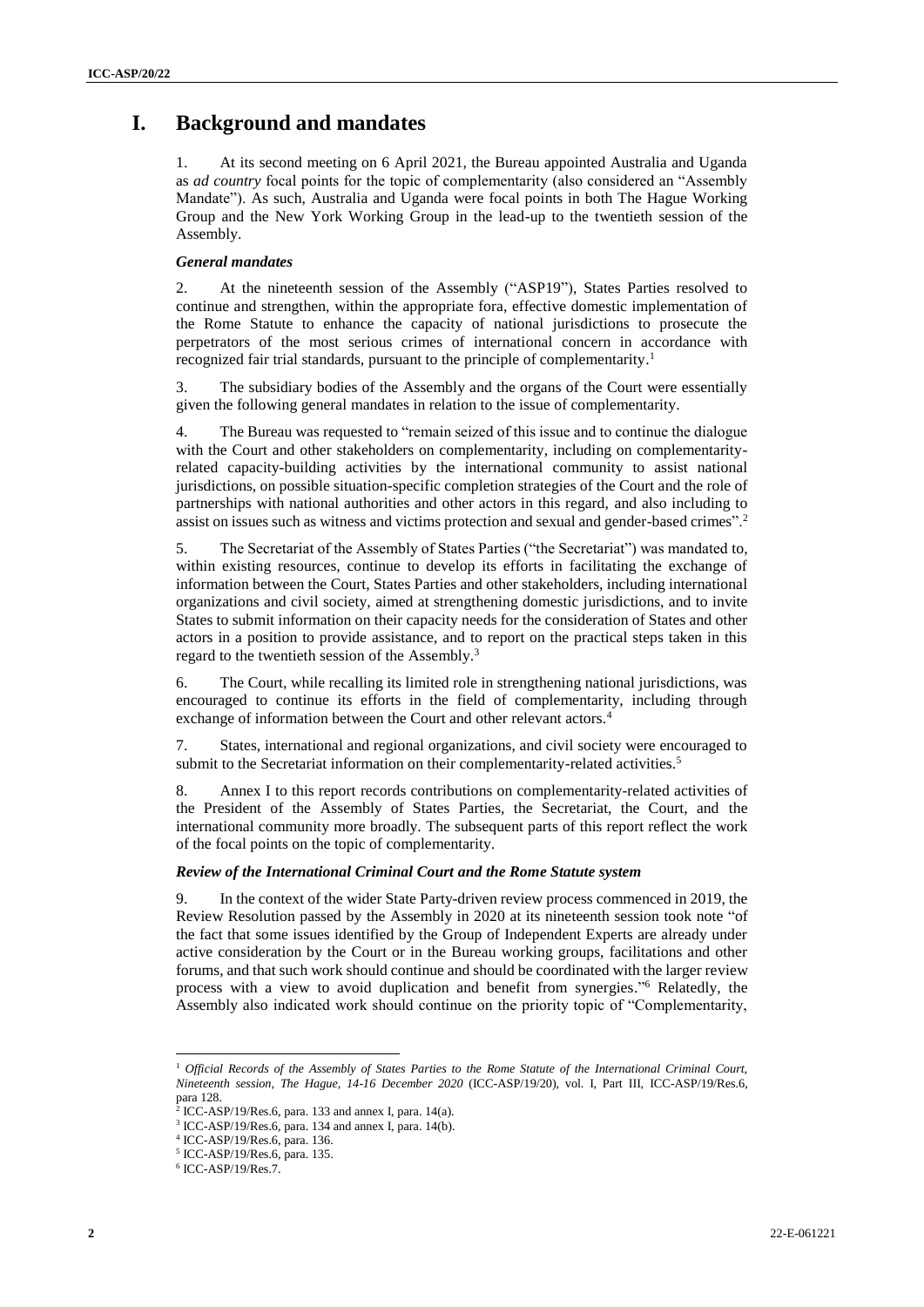# I. Background and mandates

1. At its second meeting on 6 April 2021, the Bureau appointed Australia and Uganda as *ad country* focal points for the topic of complementarity (also considered an "Assembly Mandate"). As such, Australia and Uganda were focal points in both The Hague Working Group and the New York Working Group in the lead-up to the twentieth session of the Assembly.

### *General mandates*

2. At the nineteenth session of the Assembly ("ASP19"), States Parties resolved to continue and strengthen, within the appropriate fora, effective domestic implementation of the Rome Statute to enhance the capacity of national jurisdictions to prosecute the perpetrators of the most serious crimes of international concern in accordance with recognized fair trial standards, pursuant to the principle of complementarity.[1]

3. The subsidiary bodies of the Assembly and the organs of the Court were essentially given the following general mandates in relation to the issue of complementarity.

4. The Bureau was requested to "remain seized of this issue and to continue the dialogue with the Court and other stakeholders on complementarity, including on complementarity-related capacity-building activities by the international community to assist national jurisdictions, on possible situation-specific completion strategies of the Court and the role of partnerships with national authorities and other actors in this regard, and also including to assist on issues such as witness and victims protection and sexual and gender-based crimes".[2]

5. The Secretariat of the Assembly of States Parties ("the Secretariat") was mandated to, within existing resources, continue to develop its efforts in facilitating the exchange of information between the Court, States Parties and other stakeholders, including international organizations and civil society, aimed at strengthening domestic jurisdictions, and to invite States to submit information on their capacity needs for the consideration of States and other actors in a position to provide assistance, and to report on the practical steps taken in this regard to the twentieth session of the Assembly.[3]

6. The Court, while recalling its limited role in strengthening national jurisdictions, was encouraged to continue its efforts in the field of complementarity, including through exchange of information between the Court and other relevant actors.[4]

7. States, international and regional organizations, and civil society were encouraged to submit to the Secretariat information on their complementarity-related activities.[5]

8. Annex I to this report records contributions on complementarity-related activities of the President of the Assembly of States Parties, the Secretariat, the Court, and the international community more broadly. The subsequent parts of this report reflect the work of the focal points on the topic of complementarity.

### *Review of the International Criminal Court and the Rome Statute system*

9. In the context of the wider State Party-driven review process commenced in 2019, the Review Resolution passed by the Assembly in 2020 at its nineteenth session took note "of the fact that some issues identified by the Group of Independent Experts are already under active consideration by the Court or in the Bureau working groups, facilitations and other forums, and that such work should continue and should be coordinated with the larger review process with a view to avoid duplication and benefit from synergies."[6] Relatedly, the Assembly also indicated work should continue on the priority topic of "Complementarity,

---

[1] *Official Records of the Assembly of States Parties to the Rome Statute of the International Criminal Court, Nineteenth session, The Hague, 14-16 December 2020* (ICC-ASP/19/20), vol. I, Part III, ICC-ASP/19/Res.6, para 128.

[2] ICC-ASP/19/Res.6, para. 133 and annex I, para. 14(a).

[3] ICC-ASP/19/Res.6, para. 134 and annex I, para. 14(b).

[4] ICC-ASP/19/Res.6, para. 136.

[5] ICC-ASP/19/Res.6, para. 135.

[6] ICC-ASP/19/Res.7.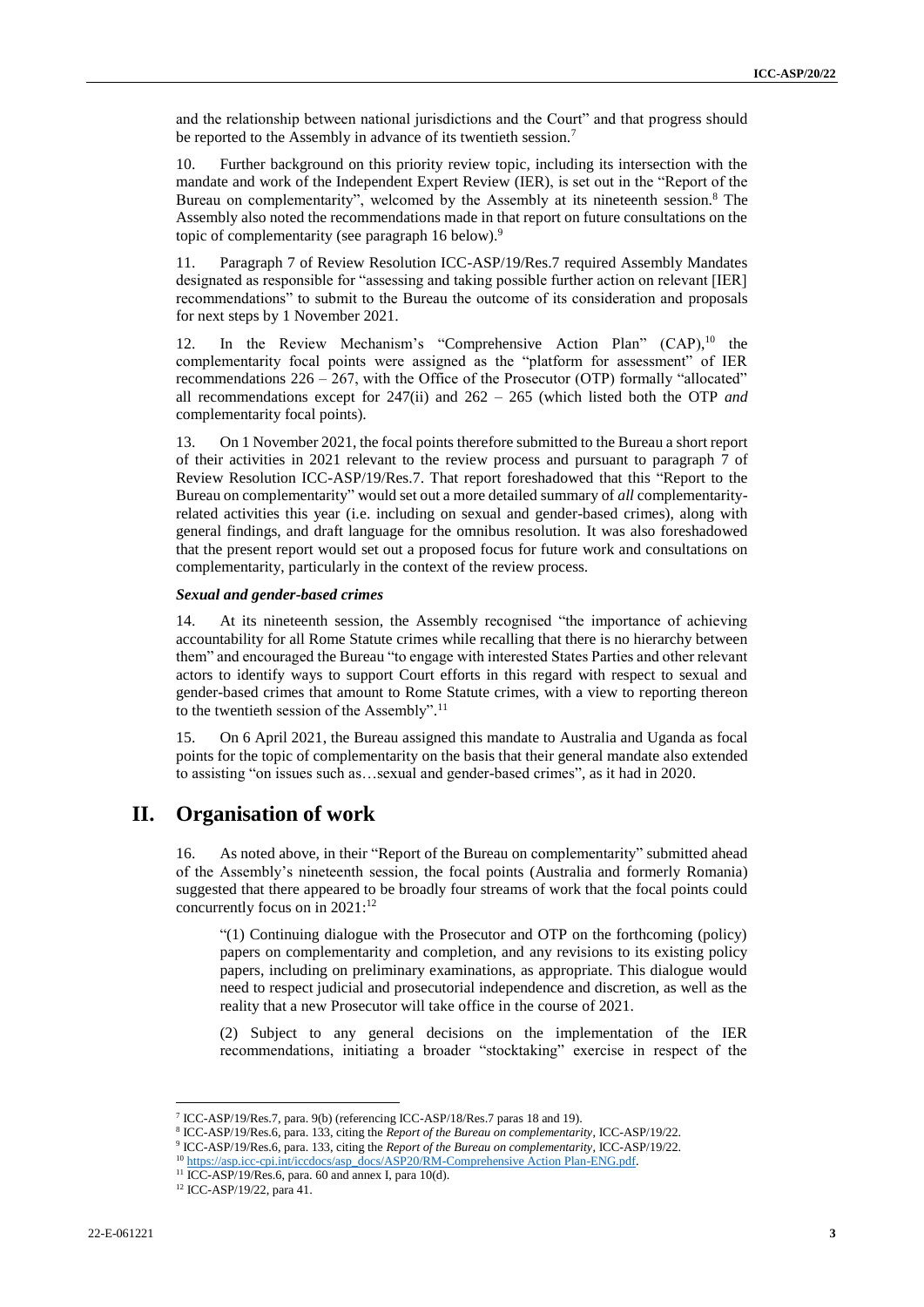and the relationship between national jurisdictions and the Court" and that progress should be reported to the Assembly in advance of its twentieth session.[7]

10. Further background on this priority review topic, including its intersection with the mandate and work of the Independent Expert Review (IER), is set out in the "Report of the Bureau on complementarity", welcomed by the Assembly at its nineteenth session.[8] The Assembly also noted the recommendations made in that report on future consultations on the topic of complementarity (see paragraph 16 below).[9]

11. Paragraph 7 of Review Resolution ICC-ASP/19/Res.7 required Assembly Mandates designated as responsible for "assessing and taking possible further action on relevant [IER] recommendations" to submit to the Bureau the outcome of its consideration and proposals for next steps by 1 November 2021.

12. In the Review Mechanism's "Comprehensive Action Plan" (CAP),[10] the complementarity focal points were assigned as the "platform for assessment" of IER recommendations 226 – 267, with the Office of the Prosecutor (OTP) formally "allocated" all recommendations except for 247(ii) and 262 – 265 (which listed both the OTP *and* complementarity focal points).

13. On 1 November 2021, the focal points therefore submitted to the Bureau a short report of their activities in 2021 relevant to the review process and pursuant to paragraph 7 of Review Resolution ICC-ASP/19/Res.7. That report foreshadowed that this "Report to the Bureau on complementarity" would set out a more detailed summary of *all* complementarity-related activities this year (i.e. including on sexual and gender-based crimes), along with general findings, and draft language for the omnibus resolution. It was also foreshadowed that the present report would set out a proposed focus for future work and consultations on complementarity, particularly in the context of the review process.

### *Sexual and gender-based crimes*

14. At its nineteenth session, the Assembly recognised "the importance of achieving accountability for all Rome Statute crimes while recalling that there is no hierarchy between them" and encouraged the Bureau "to engage with interested States Parties and other relevant actors to identify ways to support Court efforts in this regard with respect to sexual and gender-based crimes that amount to Rome Statute crimes, with a view to reporting thereon to the twentieth session of the Assembly".[11]

15. On 6 April 2021, the Bureau assigned this mandate to Australia and Uganda as focal points for the topic of complementarity on the basis that their general mandate also extended to assisting "on issues such as…sexual and gender-based crimes", as it had in 2020.

## II. Organisation of work

16. As noted above, in their "Report of the Bureau on complementarity" submitted ahead of the Assembly's nineteenth session, the focal points (Australia and formerly Romania) suggested that there appeared to be broadly four streams of work that the focal points could concurrently focus on in 2021:[12]

> "(1) Continuing dialogue with the Prosecutor and OTP on the forthcoming (policy) papers on complementarity and completion, and any revisions to its existing policy papers, including on preliminary examinations, as appropriate. This dialogue would need to respect judicial and prosecutorial independence and discretion, as well as the reality that a new Prosecutor will take office in the course of 2021.
>
> (2) Subject to any general decisions on the implementation of the IER recommendations, initiating a broader "stocktaking" exercise in respect of the

---

[7] ICC-ASP/19/Res.7, para. 9(b) (referencing ICC-ASP/18/Res.7 paras 18 and 19).

[8] ICC-ASP/19/Res.6, para. 133, citing the *Report of the Bureau on complementarity*, ICC-ASP/19/22.

[9] ICC-ASP/19/Res.6, para. 133, citing the *Report of the Bureau on complementarity*, ICC-ASP/19/22.

[10] https://asp.icc-cpi.int/iccdocs/asp_docs/ASP20/RM-Comprehensive Action Plan-ENG.pdf.

[11] ICC-ASP/19/Res.6, para. 60 and annex I, para 10(d).

[12] ICC-ASP/19/22, para 41.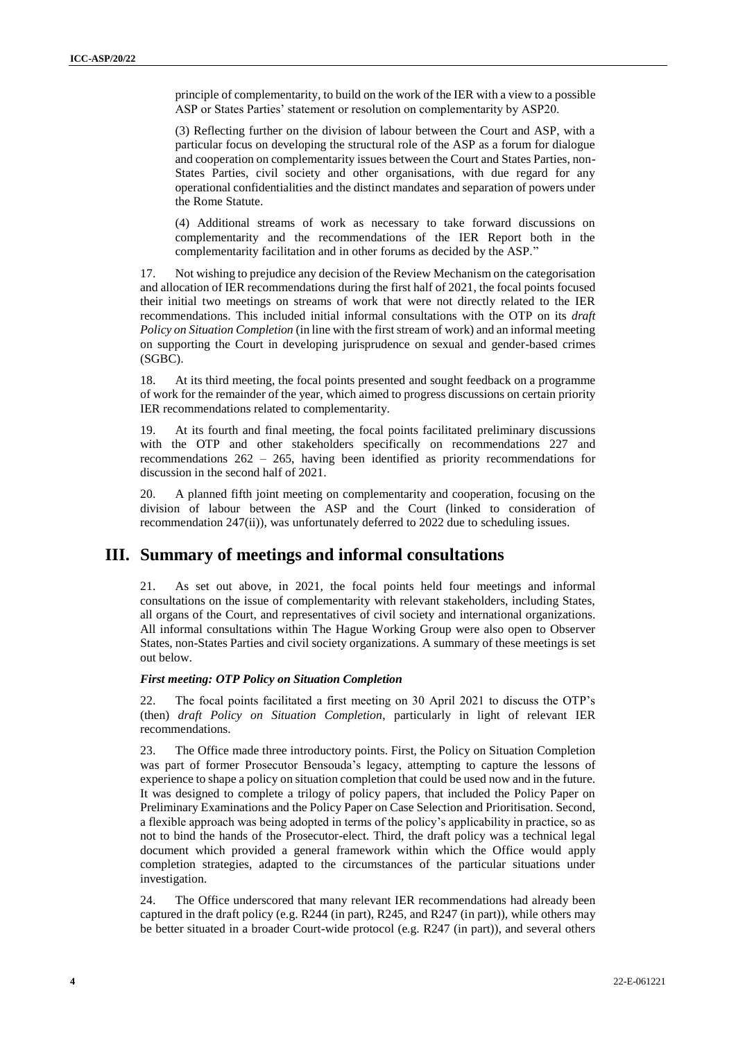principle of complementarity, to build on the work of the IER with a view to a possible ASP or States Parties' statement or resolution on complementarity by ASP20.

(3) Reflecting further on the division of labour between the Court and ASP, with a particular focus on developing the structural role of the ASP as a forum for dialogue and cooperation on complementarity issues between the Court and States Parties, non-States Parties, civil society and other organisations, with due regard for any operational confidentialities and the distinct mandates and separation of powers under the Rome Statute.

(4) Additional streams of work as necessary to take forward discussions on complementarity and the recommendations of the IER Report both in the complementarity facilitation and in other forums as decided by the ASP."

17. Not wishing to prejudice any decision of the Review Mechanism on the categorisation and allocation of IER recommendations during the first half of 2021, the focal points focused their initial two meetings on streams of work that were not directly related to the IER recommendations. This included initial informal consultations with the OTP on its *draft Policy on Situation Completion* (in line with the first stream of work) and an informal meeting on supporting the Court in developing jurisprudence on sexual and gender-based crimes (SGBC).

18. At its third meeting, the focal points presented and sought feedback on a programme of work for the remainder of the year, which aimed to progress discussions on certain priority IER recommendations related to complementarity.

19. At its fourth and final meeting, the focal points facilitated preliminary discussions with the OTP and other stakeholders specifically on recommendations 227 and recommendations 262 – 265, having been identified as priority recommendations for discussion in the second half of 2021.

20. A planned fifth joint meeting on complementarity and cooperation, focusing on the division of labour between the ASP and the Court (linked to consideration of recommendation 247(ii)), was unfortunately deferred to 2022 due to scheduling issues.

# III. Summary of meetings and informal consultations

21. As set out above, in 2021, the focal points held four meetings and informal consultations on the issue of complementarity with relevant stakeholders, including States, all organs of the Court, and representatives of civil society and international organizations. All informal consultations within The Hague Working Group were also open to Observer States, non-States Parties and civil society organizations. A summary of these meetings is set out below.

### *First meeting: OTP Policy on Situation Completion*

22. The focal points facilitated a first meeting on 30 April 2021 to discuss the OTP's (then) *draft Policy on Situation Completion*, particularly in light of relevant IER recommendations.

23. The Office made three introductory points. First, the Policy on Situation Completion was part of former Prosecutor Bensouda's legacy, attempting to capture the lessons of experience to shape a policy on situation completion that could be used now and in the future. It was designed to complete a trilogy of policy papers, that included the Policy Paper on Preliminary Examinations and the Policy Paper on Case Selection and Prioritisation. Second, a flexible approach was being adopted in terms of the policy's applicability in practice, so as not to bind the hands of the Prosecutor-elect. Third, the draft policy was a technical legal document which provided a general framework within which the Office would apply completion strategies, adapted to the circumstances of the particular situations under investigation.

24. The Office underscored that many relevant IER recommendations had already been captured in the draft policy (e.g. R244 (in part), R245, and R247 (in part)), while others may be better situated in a broader Court-wide protocol (e.g. R247 (in part)), and several others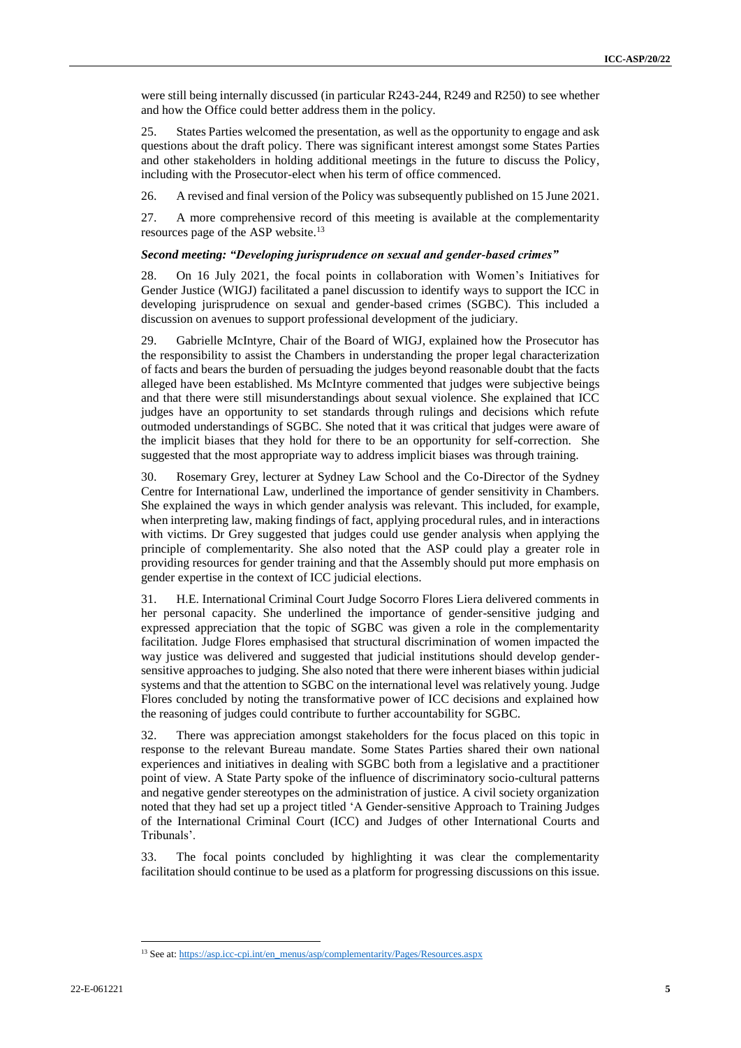were still being internally discussed (in particular R243-244, R249 and R250) to see whether and how the Office could better address them in the policy.

25. States Parties welcomed the presentation, as well as the opportunity to engage and ask questions about the draft policy. There was significant interest amongst some States Parties and other stakeholders in holding additional meetings in the future to discuss the Policy, including with the Prosecutor-elect when his term of office commenced.

26. A revised and final version of the Policy was subsequently published on 15 June 2021.

27. A more comprehensive record of this meeting is available at the complementarity resources page of the ASP website.[13]

***Second meeting: "Developing jurisprudence on sexual and gender-based crimes"***

28. On 16 July 2021, the focal points in collaboration with Women's Initiatives for Gender Justice (WIGJ) facilitated a panel discussion to identify ways to support the ICC in developing jurisprudence on sexual and gender-based crimes (SGBC). This included a discussion on avenues to support professional development of the judiciary.

29. Gabrielle McIntyre, Chair of the Board of WIGJ, explained how the Prosecutor has the responsibility to assist the Chambers in understanding the proper legal characterization of facts and bears the burden of persuading the judges beyond reasonable doubt that the facts alleged have been established. Ms McIntyre commented that judges were subjective beings and that there were still misunderstandings about sexual violence. She explained that ICC judges have an opportunity to set standards through rulings and decisions which refute outmoded understandings of SGBC. She noted that it was critical that judges were aware of the implicit biases that they hold for there to be an opportunity for self-correction. She suggested that the most appropriate way to address implicit biases was through training.

30. Rosemary Grey, lecturer at Sydney Law School and the Co-Director of the Sydney Centre for International Law, underlined the importance of gender sensitivity in Chambers. She explained the ways in which gender analysis was relevant. This included, for example, when interpreting law, making findings of fact, applying procedural rules, and in interactions with victims. Dr Grey suggested that judges could use gender analysis when applying the principle of complementarity. She also noted that the ASP could play a greater role in providing resources for gender training and that the Assembly should put more emphasis on gender expertise in the context of ICC judicial elections.

31. H.E. International Criminal Court Judge Socorro Flores Liera delivered comments in her personal capacity. She underlined the importance of gender-sensitive judging and expressed appreciation that the topic of SGBC was given a role in the complementarity facilitation. Judge Flores emphasised that structural discrimination of women impacted the way justice was delivered and suggested that judicial institutions should develop gender-sensitive approaches to judging. She also noted that there were inherent biases within judicial systems and that the attention to SGBC on the international level was relatively young. Judge Flores concluded by noting the transformative power of ICC decisions and explained how the reasoning of judges could contribute to further accountability for SGBC.

32. There was appreciation amongst stakeholders for the focus placed on this topic in response to the relevant Bureau mandate. Some States Parties shared their own national experiences and initiatives in dealing with SGBC both from a legislative and a practitioner point of view. A State Party spoke of the influence of discriminatory socio-cultural patterns and negative gender stereotypes on the administration of justice. A civil society organization noted that they had set up a project titled 'A Gender-sensitive Approach to Training Judges of the International Criminal Court (ICC) and Judges of other International Courts and Tribunals'.

33. The focal points concluded by highlighting it was clear the complementarity facilitation should continue to be used as a platform for progressing discussions on this issue.

---

[13] See at: https://asp.icc-cpi.int/en_menus/asp/complementarity/Pages/Resources.aspx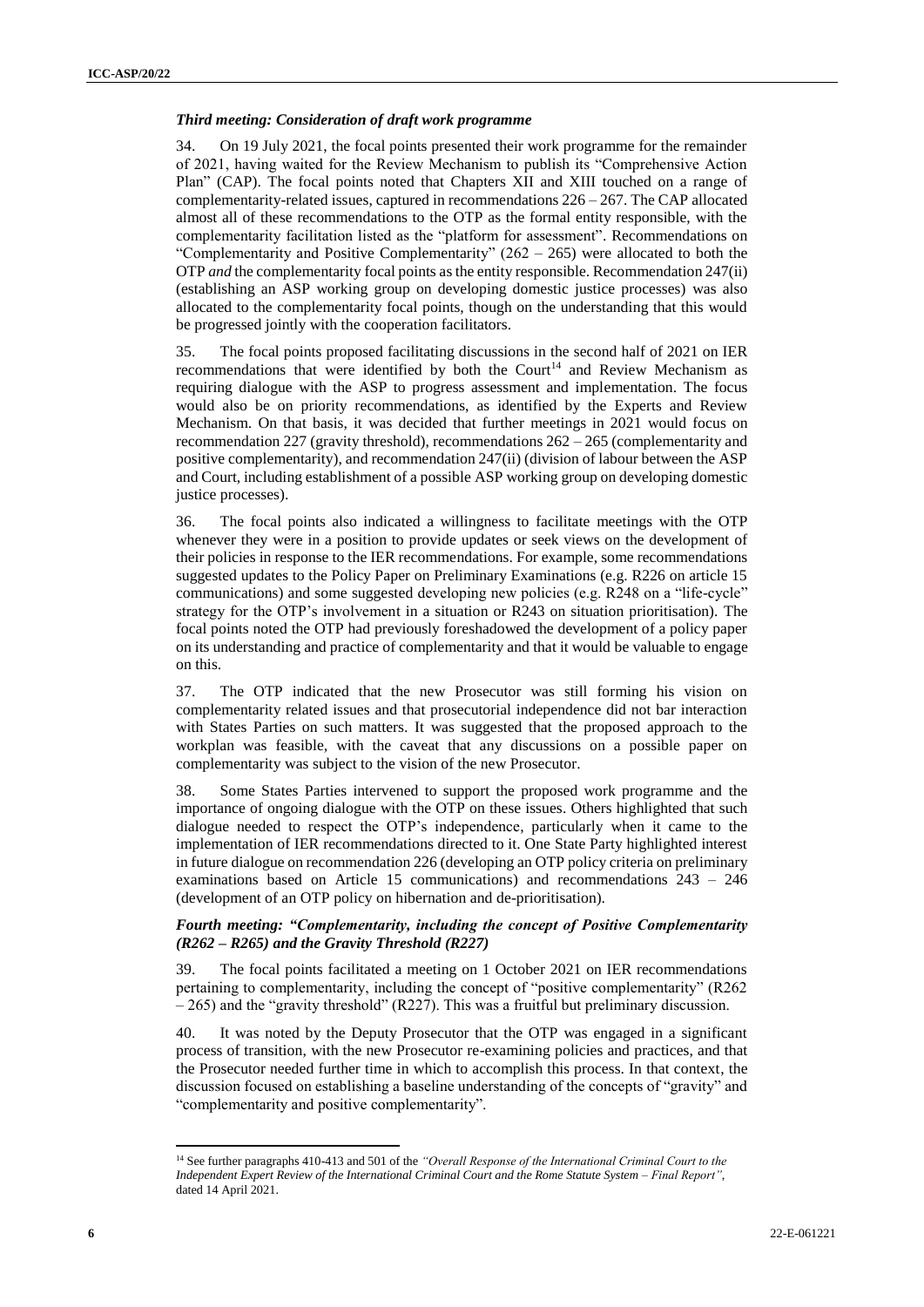### *Third meeting: Consideration of draft work programme*

34. On 19 July 2021, the focal points presented their work programme for the remainder of 2021, having waited for the Review Mechanism to publish its "Comprehensive Action Plan" (CAP). The focal points noted that Chapters XII and XIII touched on a range of complementarity-related issues, captured in recommendations 226 – 267. The CAP allocated almost all of these recommendations to the OTP as the formal entity responsible, with the complementarity facilitation listed as the "platform for assessment". Recommendations on "Complementarity and Positive Complementarity" (262 – 265) were allocated to both the OTP *and* the complementarity focal points as the entity responsible. Recommendation 247(ii) (establishing an ASP working group on developing domestic justice processes) was also allocated to the complementarity focal points, though on the understanding that this would be progressed jointly with the cooperation facilitators.

35. The focal points proposed facilitating discussions in the second half of 2021 on IER recommendations that were identified by both the Court[14] and Review Mechanism as requiring dialogue with the ASP to progress assessment and implementation. The focus would also be on priority recommendations, as identified by the Experts and Review Mechanism. On that basis, it was decided that further meetings in 2021 would focus on recommendation 227 (gravity threshold), recommendations 262 – 265 (complementarity and positive complementarity), and recommendation 247(ii) (division of labour between the ASP and Court, including establishment of a possible ASP working group on developing domestic justice processes).

36. The focal points also indicated a willingness to facilitate meetings with the OTP whenever they were in a position to provide updates or seek views on the development of their policies in response to the IER recommendations. For example, some recommendations suggested updates to the Policy Paper on Preliminary Examinations (e.g. R226 on article 15 communications) and some suggested developing new policies (e.g. R248 on a "life-cycle" strategy for the OTP's involvement in a situation or R243 on situation prioritisation). The focal points noted the OTP had previously foreshadowed the development of a policy paper on its understanding and practice of complementarity and that it would be valuable to engage on this.

37. The OTP indicated that the new Prosecutor was still forming his vision on complementarity related issues and that prosecutorial independence did not bar interaction with States Parties on such matters. It was suggested that the proposed approach to the workplan was feasible, with the caveat that any discussions on a possible paper on complementarity was subject to the vision of the new Prosecutor.

38. Some States Parties intervened to support the proposed work programme and the importance of ongoing dialogue with the OTP on these issues. Others highlighted that such dialogue needed to respect the OTP's independence, particularly when it came to the implementation of IER recommendations directed to it. One State Party highlighted interest in future dialogue on recommendation 226 (developing an OTP policy criteria on preliminary examinations based on Article 15 communications) and recommendations 243 – 246 (development of an OTP policy on hibernation and de-prioritisation).

### *Fourth meeting: "Complementarity, including the concept of Positive Complementarity (R262 – R265) and the Gravity Threshold (R227)*

39. The focal points facilitated a meeting on 1 October 2021 on IER recommendations pertaining to complementarity, including the concept of "positive complementarity" (R262 – 265) and the "gravity threshold" (R227). This was a fruitful but preliminary discussion.

40. It was noted by the Deputy Prosecutor that the OTP was engaged in a significant process of transition, with the new Prosecutor re-examining policies and practices, and that the Prosecutor needed further time in which to accomplish this process. In that context, the discussion focused on establishing a baseline understanding of the concepts of "gravity" and "complementarity and positive complementarity".

---

[14] See further paragraphs 410-413 and 501 of the *"Overall Response of the International Criminal Court to the Independent Expert Review of the International Criminal Court and the Rome Statute System – Final Report"*, dated 14 April 2021.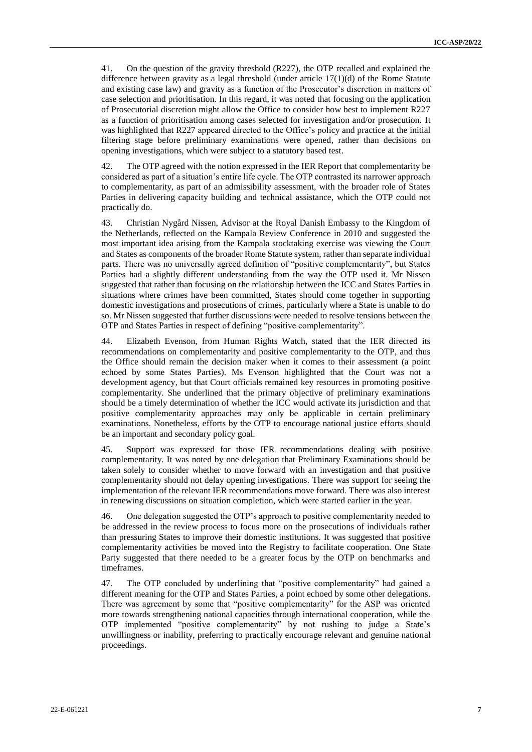41. On the question of the gravity threshold (R227), the OTP recalled and explained the difference between gravity as a legal threshold (under article 17(1)(d) of the Rome Statute and existing case law) and gravity as a function of the Prosecutor's discretion in matters of case selection and prioritisation. In this regard, it was noted that focusing on the application of Prosecutorial discretion might allow the Office to consider how best to implement R227 as a function of prioritisation among cases selected for investigation and/or prosecution. It was highlighted that R227 appeared directed to the Office's policy and practice at the initial filtering stage before preliminary examinations were opened, rather than decisions on opening investigations, which were subject to a statutory based test.

42. The OTP agreed with the notion expressed in the IER Report that complementarity be considered as part of a situation's entire life cycle. The OTP contrasted its narrower approach to complementarity, as part of an admissibility assessment, with the broader role of States Parties in delivering capacity building and technical assistance, which the OTP could not practically do.

43. Christian Nygård Nissen, Advisor at the Royal Danish Embassy to the Kingdom of the Netherlands, reflected on the Kampala Review Conference in 2010 and suggested the most important idea arising from the Kampala stocktaking exercise was viewing the Court and States as components of the broader Rome Statute system, rather than separate individual parts. There was no universally agreed definition of "positive complementarity", but States Parties had a slightly different understanding from the way the OTP used it. Mr Nissen suggested that rather than focusing on the relationship between the ICC and States Parties in situations where crimes have been committed, States should come together in supporting domestic investigations and prosecutions of crimes, particularly where a State is unable to do so. Mr Nissen suggested that further discussions were needed to resolve tensions between the OTP and States Parties in respect of defining "positive complementarity".

44. Elizabeth Evenson, from Human Rights Watch, stated that the IER directed its recommendations on complementarity and positive complementarity to the OTP, and thus the Office should remain the decision maker when it comes to their assessment (a point echoed by some States Parties). Ms Evenson highlighted that the Court was not a development agency, but that Court officials remained key resources in promoting positive complementarity. She underlined that the primary objective of preliminary examinations should be a timely determination of whether the ICC would activate its jurisdiction and that positive complementarity approaches may only be applicable in certain preliminary examinations. Nonetheless, efforts by the OTP to encourage national justice efforts should be an important and secondary policy goal.

45. Support was expressed for those IER recommendations dealing with positive complementarity. It was noted by one delegation that Preliminary Examinations should be taken solely to consider whether to move forward with an investigation and that positive complementarity should not delay opening investigations. There was support for seeing the implementation of the relevant IER recommendations move forward. There was also interest in renewing discussions on situation completion, which were started earlier in the year.

46. One delegation suggested the OTP's approach to positive complementarity needed to be addressed in the review process to focus more on the prosecutions of individuals rather than pressuring States to improve their domestic institutions. It was suggested that positive complementarity activities be moved into the Registry to facilitate cooperation. One State Party suggested that there needed to be a greater focus by the OTP on benchmarks and timeframes.

47. The OTP concluded by underlining that "positive complementarity" had gained a different meaning for the OTP and States Parties, a point echoed by some other delegations. There was agreement by some that "positive complementarity" for the ASP was oriented more towards strengthening national capacities through international cooperation, while the OTP implemented "positive complementarity" by not rushing to judge a State's unwillingness or inability, preferring to practically encourage relevant and genuine national proceedings.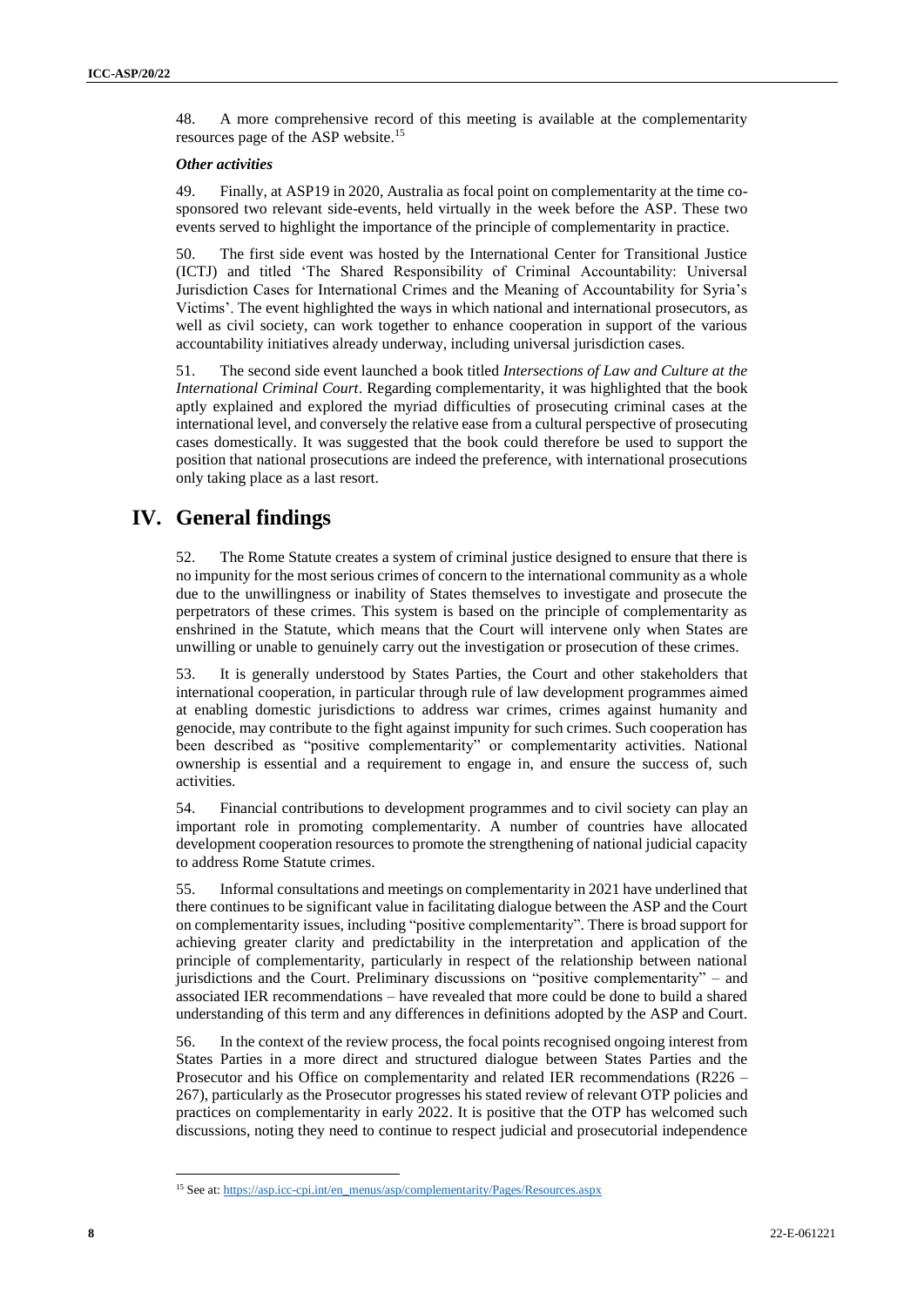48. A more comprehensive record of this meeting is available at the complementarity resources page of the ASP website.[15]

***Other activities***

49. Finally, at ASP19 in 2020, Australia as focal point on complementarity at the time co-sponsored two relevant side-events, held virtually in the week before the ASP. These two events served to highlight the importance of the principle of complementarity in practice.

50. The first side event was hosted by the International Center for Transitional Justice (ICTJ) and titled 'The Shared Responsibility of Criminal Accountability: Universal Jurisdiction Cases for International Crimes and the Meaning of Accountability for Syria's Victims'. The event highlighted the ways in which national and international prosecutors, as well as civil society, can work together to enhance cooperation in support of the various accountability initiatives already underway, including universal jurisdiction cases.

51. The second side event launched a book titled *Intersections of Law and Culture at the International Criminal Court*. Regarding complementarity, it was highlighted that the book aptly explained and explored the myriad difficulties of prosecuting criminal cases at the international level, and conversely the relative ease from a cultural perspective of prosecuting cases domestically. It was suggested that the book could therefore be used to support the position that national prosecutions are indeed the preference, with international prosecutions only taking place as a last resort.

# IV. General findings

52. The Rome Statute creates a system of criminal justice designed to ensure that there is no impunity for the most serious crimes of concern to the international community as a whole due to the unwillingness or inability of States themselves to investigate and prosecute the perpetrators of these crimes. This system is based on the principle of complementarity as enshrined in the Statute, which means that the Court will intervene only when States are unwilling or unable to genuinely carry out the investigation or prosecution of these crimes.

53. It is generally understood by States Parties, the Court and other stakeholders that international cooperation, in particular through rule of law development programmes aimed at enabling domestic jurisdictions to address war crimes, crimes against humanity and genocide, may contribute to the fight against impunity for such crimes. Such cooperation has been described as "positive complementarity" or complementarity activities. National ownership is essential and a requirement to engage in, and ensure the success of, such activities.

54. Financial contributions to development programmes and to civil society can play an important role in promoting complementarity. A number of countries have allocated development cooperation resources to promote the strengthening of national judicial capacity to address Rome Statute crimes.

55. Informal consultations and meetings on complementarity in 2021 have underlined that there continues to be significant value in facilitating dialogue between the ASP and the Court on complementarity issues, including "positive complementarity". There is broad support for achieving greater clarity and predictability in the interpretation and application of the principle of complementarity, particularly in respect of the relationship between national jurisdictions and the Court. Preliminary discussions on "positive complementarity" – and associated IER recommendations – have revealed that more could be done to build a shared understanding of this term and any differences in definitions adopted by the ASP and Court.

56. In the context of the review process, the focal points recognised ongoing interest from States Parties in a more direct and structured dialogue between States Parties and the Prosecutor and his Office on complementarity and related IER recommendations (R226 – 267), particularly as the Prosecutor progresses his stated review of relevant OTP policies and practices on complementarity in early 2022. It is positive that the OTP has welcomed such discussions, noting they need to continue to respect judicial and prosecutorial independence

[15] See at: https://asp.icc-cpi.int/en_menus/asp/complementarity/Pages/Resources.aspx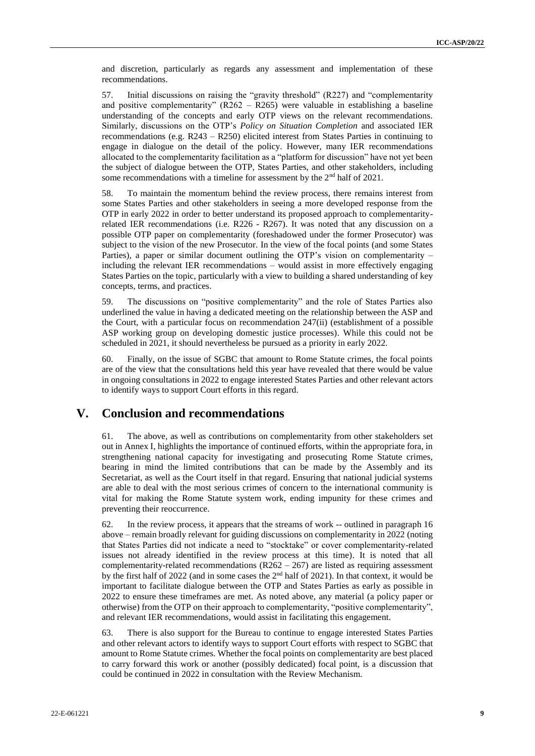and discretion, particularly as regards any assessment and implementation of these recommendations.

57. Initial discussions on raising the "gravity threshold" (R227) and "complementarity and positive complementarity" (R262 – R265) were valuable in establishing a baseline understanding of the concepts and early OTP views on the relevant recommendations. Similarly, discussions on the OTP's *Policy on Situation Completion* and associated IER recommendations (e.g. R243 – R250) elicited interest from States Parties in continuing to engage in dialogue on the detail of the policy. However, many IER recommendations allocated to the complementarity facilitation as a "platform for discussion" have not yet been the subject of dialogue between the OTP, States Parties, and other stakeholders, including some recommendations with a timeline for assessment by the 2nd half of 2021.

58. To maintain the momentum behind the review process, there remains interest from some States Parties and other stakeholders in seeing a more developed response from the OTP in early 2022 in order to better understand its proposed approach to complementarity-related IER recommendations (i.e. R226 - R267). It was noted that any discussion on a possible OTP paper on complementarity (foreshadowed under the former Prosecutor) was subject to the vision of the new Prosecutor. In the view of the focal points (and some States Parties), a paper or similar document outlining the OTP's vision on complementarity – including the relevant IER recommendations – would assist in more effectively engaging States Parties on the topic, particularly with a view to building a shared understanding of key concepts, terms, and practices.

59. The discussions on "positive complementarity" and the role of States Parties also underlined the value in having a dedicated meeting on the relationship between the ASP and the Court, with a particular focus on recommendation 247(ii) (establishment of a possible ASP working group on developing domestic justice processes). While this could not be scheduled in 2021, it should nevertheless be pursued as a priority in early 2022.

60. Finally, on the issue of SGBC that amount to Rome Statute crimes, the focal points are of the view that the consultations held this year have revealed that there would be value in ongoing consultations in 2022 to engage interested States Parties and other relevant actors to identify ways to support Court efforts in this regard.

# V. Conclusion and recommendations

61. The above, as well as contributions on complementarity from other stakeholders set out in Annex I, highlights the importance of continued efforts, within the appropriate fora, in strengthening national capacity for investigating and prosecuting Rome Statute crimes, bearing in mind the limited contributions that can be made by the Assembly and its Secretariat, as well as the Court itself in that regard. Ensuring that national judicial systems are able to deal with the most serious crimes of concern to the international community is vital for making the Rome Statute system work, ending impunity for these crimes and preventing their reoccurrence.

62. In the review process, it appears that the streams of work -- outlined in paragraph 16 above – remain broadly relevant for guiding discussions on complementarity in 2022 (noting that States Parties did not indicate a need to "stocktake" or cover complementarity-related issues not already identified in the review process at this time). It is noted that all complementarity-related recommendations (R262 – 267) are listed as requiring assessment by the first half of 2022 (and in some cases the 2nd half of 2021). In that context, it would be important to facilitate dialogue between the OTP and States Parties as early as possible in 2022 to ensure these timeframes are met. As noted above, any material (a policy paper or otherwise) from the OTP on their approach to complementarity, "positive complementarity", and relevant IER recommendations, would assist in facilitating this engagement.

63. There is also support for the Bureau to continue to engage interested States Parties and other relevant actors to identify ways to support Court efforts with respect to SGBC that amount to Rome Statute crimes. Whether the focal points on complementarity are best placed to carry forward this work or another (possibly dedicated) focal point, is a discussion that could be continued in 2022 in consultation with the Review Mechanism.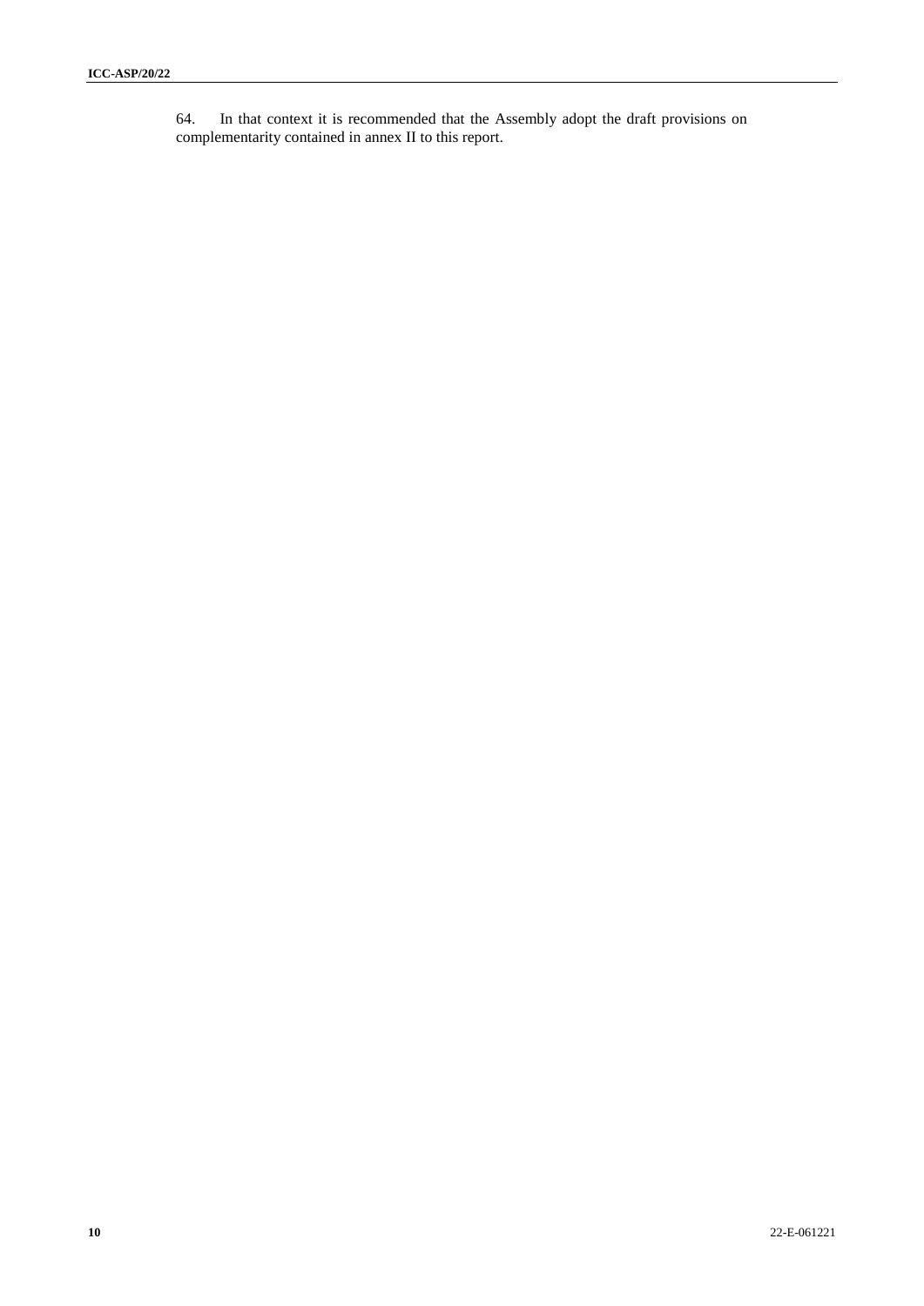64. In that context it is recommended that the Assembly adopt the draft provisions on complementarity contained in annex II to this report.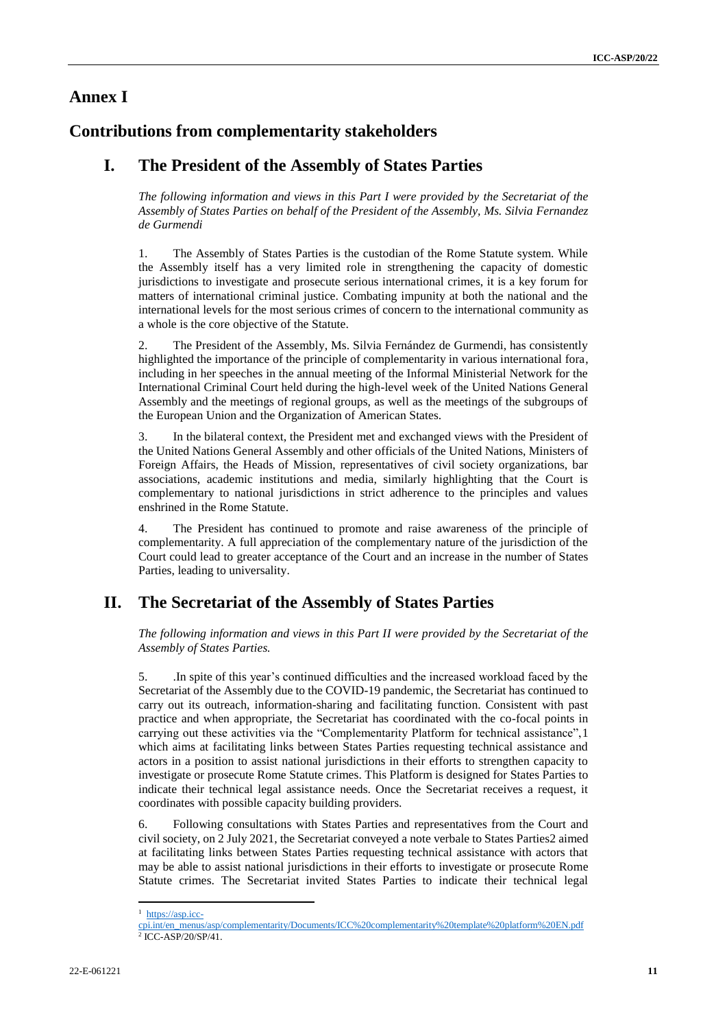# Annex I

# Contributions from complementarity stakeholders

## I. The President of the Assembly of States Parties

*The following information and views in this Part I were provided by the Secretariat of the Assembly of States Parties on behalf of the President of the Assembly, Ms. Silvia Fernandez de Gurmendi*

1. The Assembly of States Parties is the custodian of the Rome Statute system. While the Assembly itself has a very limited role in strengthening the capacity of domestic jurisdictions to investigate and prosecute serious international crimes, it is a key forum for matters of international criminal justice. Combating impunity at both the national and the international levels for the most serious crimes of concern to the international community as a whole is the core objective of the Statute.

2. The President of the Assembly, Ms. Silvia Fernández de Gurmendi, has consistently highlighted the importance of the principle of complementarity in various international fora, including in her speeches in the annual meeting of the Informal Ministerial Network for the International Criminal Court held during the high-level week of the United Nations General Assembly and the meetings of regional groups, as well as the meetings of the subgroups of the European Union and the Organization of American States.

3. In the bilateral context, the President met and exchanged views with the President of the United Nations General Assembly and other officials of the United Nations, Ministers of Foreign Affairs, the Heads of Mission, representatives of civil society organizations, bar associations, academic institutions and media, similarly highlighting that the Court is complementary to national jurisdictions in strict adherence to the principles and values enshrined in the Rome Statute.

4. The President has continued to promote and raise awareness of the principle of complementarity. A full appreciation of the complementary nature of the jurisdiction of the Court could lead to greater acceptance of the Court and an increase in the number of States Parties, leading to universality.

## II. The Secretariat of the Assembly of States Parties

*The following information and views in this Part II were provided by the Secretariat of the Assembly of States Parties.*

5. .In spite of this year's continued difficulties and the increased workload faced by the Secretariat of the Assembly due to the COVID-19 pandemic, the Secretariat has continued to carry out its outreach, information-sharing and facilitating function. Consistent with past practice and when appropriate, the Secretariat has coordinated with the co-focal points in carrying out these activities via the "Complementarity Platform for technical assistance",[1] which aims at facilitating links between States Parties requesting technical assistance and actors in a position to assist national jurisdictions in their efforts to strengthen capacity to investigate or prosecute Rome Statute crimes. This Platform is designed for States Parties to indicate their technical legal assistance needs. Once the Secretariat receives a request, it coordinates with possible capacity building providers.

6. Following consultations with States Parties and representatives from the Court and civil society, on 2 July 2021, the Secretariat conveyed a note verbale to States Parties[2] aimed at facilitating links between States Parties requesting technical assistance with actors that may be able to assist national jurisdictions in their efforts to investigate or prosecute Rome Statute crimes. The Secretariat invited States Parties to indicate their technical legal

---

[1] https://asp.icc-cpi.int/en_menus/asp/complementarity/Documents/ICC%20complementarity%20template%20platform%20EN.pdf

[2] ICC-ASP/20/SP/41.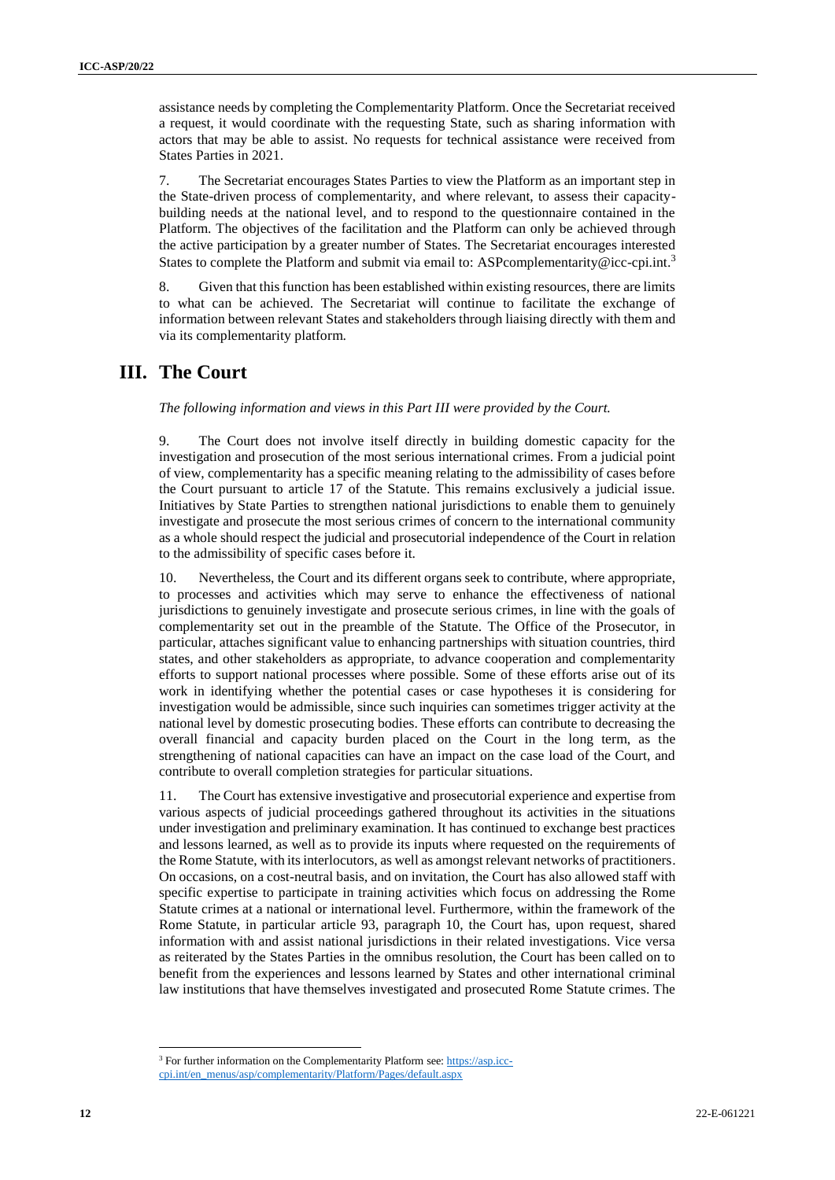assistance needs by completing the Complementarity Platform. Once the Secretariat received a request, it would coordinate with the requesting State, such as sharing information with actors that may be able to assist. No requests for technical assistance were received from States Parties in 2021.

7. The Secretariat encourages States Parties to view the Platform as an important step in the State-driven process of complementarity, and where relevant, to assess their capacity-building needs at the national level, and to respond to the questionnaire contained in the Platform. The objectives of the facilitation and the Platform can only be achieved through the active participation by a greater number of States. The Secretariat encourages interested States to complete the Platform and submit via email to: ASPcomplementarity@icc-cpi.int.[3]

8. Given that this function has been established within existing resources, there are limits to what can be achieved. The Secretariat will continue to facilitate the exchange of information between relevant States and stakeholders through liaising directly with them and via its complementarity platform.

# III. The Court

*The following information and views in this Part III were provided by the Court.*

9. The Court does not involve itself directly in building domestic capacity for the investigation and prosecution of the most serious international crimes. From a judicial point of view, complementarity has a specific meaning relating to the admissibility of cases before the Court pursuant to article 17 of the Statute. This remains exclusively a judicial issue. Initiatives by State Parties to strengthen national jurisdictions to enable them to genuinely investigate and prosecute the most serious crimes of concern to the international community as a whole should respect the judicial and prosecutorial independence of the Court in relation to the admissibility of specific cases before it.

10. Nevertheless, the Court and its different organs seek to contribute, where appropriate, to processes and activities which may serve to enhance the effectiveness of national jurisdictions to genuinely investigate and prosecute serious crimes, in line with the goals of complementarity set out in the preamble of the Statute. The Office of the Prosecutor, in particular, attaches significant value to enhancing partnerships with situation countries, third states, and other stakeholders as appropriate, to advance cooperation and complementarity efforts to support national processes where possible. Some of these efforts arise out of its work in identifying whether the potential cases or case hypotheses it is considering for investigation would be admissible, since such inquiries can sometimes trigger activity at the national level by domestic prosecuting bodies. These efforts can contribute to decreasing the overall financial and capacity burden placed on the Court in the long term, as the strengthening of national capacities can have an impact on the case load of the Court, and contribute to overall completion strategies for particular situations.

11. The Court has extensive investigative and prosecutorial experience and expertise from various aspects of judicial proceedings gathered throughout its activities in the situations under investigation and preliminary examination. It has continued to exchange best practices and lessons learned, as well as to provide its inputs where requested on the requirements of the Rome Statute, with its interlocutors, as well as amongst relevant networks of practitioners. On occasions, on a cost-neutral basis, and on invitation, the Court has also allowed staff with specific expertise to participate in training activities which focus on addressing the Rome Statute crimes at a national or international level. Furthermore, within the framework of the Rome Statute, in particular article 93, paragraph 10, the Court has, upon request, shared information with and assist national jurisdictions in their related investigations. Vice versa as reiterated by the States Parties in the omnibus resolution, the Court has been called on to benefit from the experiences and lessons learned by States and other international criminal law institutions that have themselves investigated and prosecuted Rome Statute crimes. The

---

[3] For further information on the Complementarity Platform see: https://asp.icc-cpi.int/en_menus/asp/complementarity/Platform/Pages/default.aspx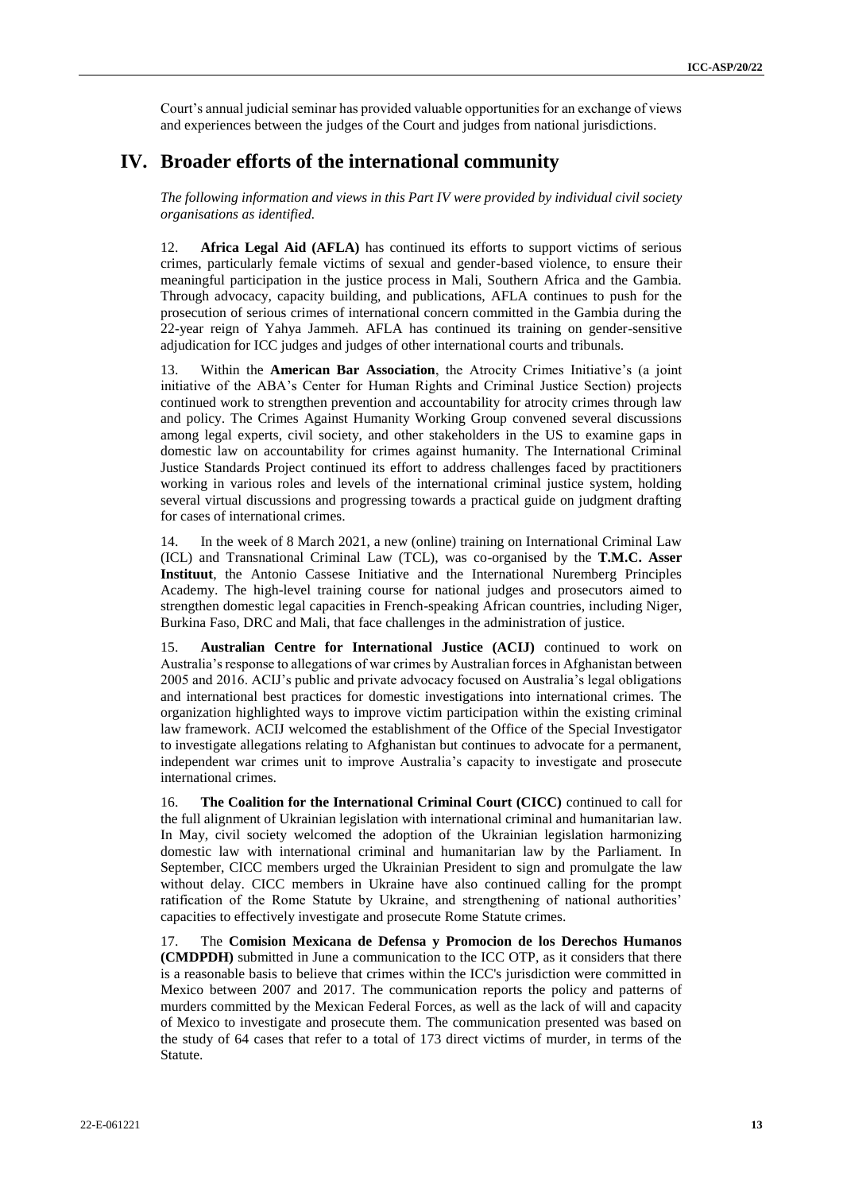Court's annual judicial seminar has provided valuable opportunities for an exchange of views and experiences between the judges of the Court and judges from national jurisdictions.

# IV. Broader efforts of the international community

*The following information and views in this Part IV were provided by individual civil society organisations as identified.*

12. **Africa Legal Aid (AFLA)** has continued its efforts to support victims of serious crimes, particularly female victims of sexual and gender-based violence, to ensure their meaningful participation in the justice process in Mali, Southern Africa and the Gambia. Through advocacy, capacity building, and publications, AFLA continues to push for the prosecution of serious crimes of international concern committed in the Gambia during the 22-year reign of Yahya Jammeh. AFLA has continued its training on gender-sensitive adjudication for ICC judges and judges of other international courts and tribunals.

13. Within the **American Bar Association**, the Atrocity Crimes Initiative's (a joint initiative of the ABA's Center for Human Rights and Criminal Justice Section) projects continued work to strengthen prevention and accountability for atrocity crimes through law and policy. The Crimes Against Humanity Working Group convened several discussions among legal experts, civil society, and other stakeholders in the US to examine gaps in domestic law on accountability for crimes against humanity. The International Criminal Justice Standards Project continued its effort to address challenges faced by practitioners working in various roles and levels of the international criminal justice system, holding several virtual discussions and progressing towards a practical guide on judgment drafting for cases of international crimes.

14. In the week of 8 March 2021, a new (online) training on International Criminal Law (ICL) and Transnational Criminal Law (TCL), was co-organised by the **T.M.C. Asser Instituut**, the Antonio Cassese Initiative and the International Nuremberg Principles Academy. The high-level training course for national judges and prosecutors aimed to strengthen domestic legal capacities in French-speaking African countries, including Niger, Burkina Faso, DRC and Mali, that face challenges in the administration of justice.

15. **Australian Centre for International Justice (ACIJ)** continued to work on Australia's response to allegations of war crimes by Australian forces in Afghanistan between 2005 and 2016. ACIJ's public and private advocacy focused on Australia's legal obligations and international best practices for domestic investigations into international crimes. The organization highlighted ways to improve victim participation within the existing criminal law framework. ACIJ welcomed the establishment of the Office of the Special Investigator to investigate allegations relating to Afghanistan but continues to advocate for a permanent, independent war crimes unit to improve Australia's capacity to investigate and prosecute international crimes.

16. **The Coalition for the International Criminal Court (CICC)** continued to call for the full alignment of Ukrainian legislation with international criminal and humanitarian law. In May, civil society welcomed the adoption of the Ukrainian legislation harmonizing domestic law with international criminal and humanitarian law by the Parliament. In September, CICC members urged the Ukrainian President to sign and promulgate the law without delay. CICC members in Ukraine have also continued calling for the prompt ratification of the Rome Statute by Ukraine, and strengthening of national authorities' capacities to effectively investigate and prosecute Rome Statute crimes.

17. The **Comision Mexicana de Defensa y Promocion de los Derechos Humanos (CMDPDH)** submitted in June a communication to the ICC OTP, as it considers that there is a reasonable basis to believe that crimes within the ICC's jurisdiction were committed in Mexico between 2007 and 2017. The communication reports the policy and patterns of murders committed by the Mexican Federal Forces, as well as the lack of will and capacity of Mexico to investigate and prosecute them. The communication presented was based on the study of 64 cases that refer to a total of 173 direct victims of murder, in terms of the Statute.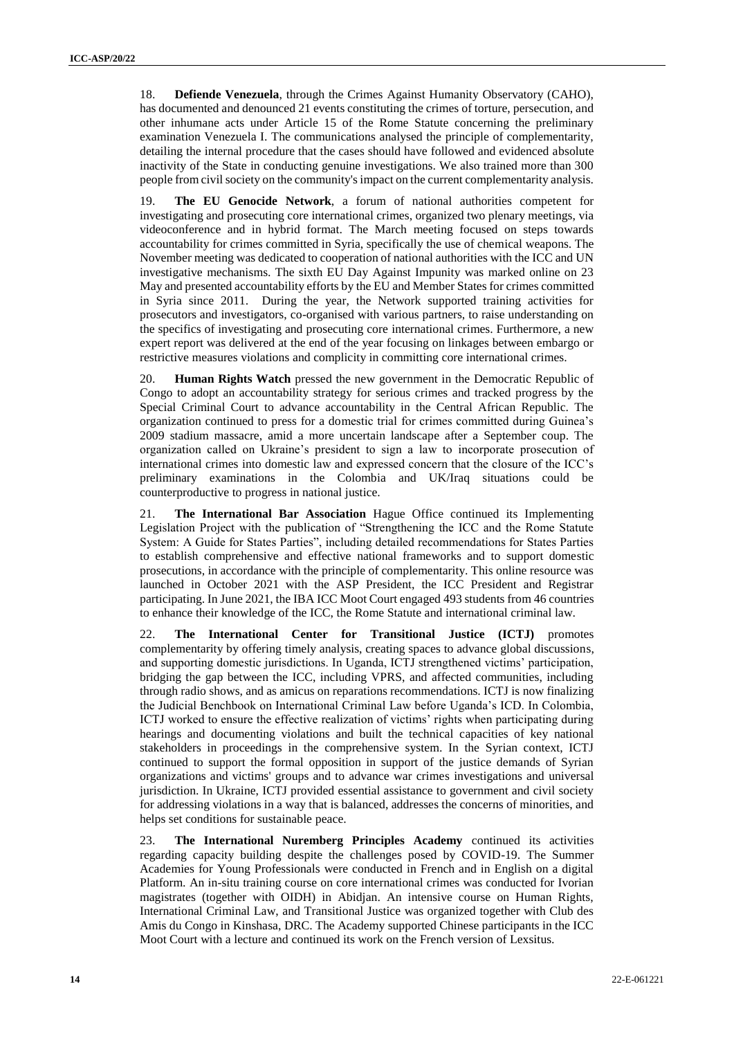18. **Defiende Venezuela**, through the Crimes Against Humanity Observatory (CAHO), has documented and denounced 21 events constituting the crimes of torture, persecution, and other inhumane acts under Article 15 of the Rome Statute concerning the preliminary examination Venezuela I. The communications analysed the principle of complementarity, detailing the internal procedure that the cases should have followed and evidenced absolute inactivity of the State in conducting genuine investigations. We also trained more than 300 people from civil society on the community's impact on the current complementarity analysis.

19. **The EU Genocide Network**, a forum of national authorities competent for investigating and prosecuting core international crimes, organized two plenary meetings, via videoconference and in hybrid format. The March meeting focused on steps towards accountability for crimes committed in Syria, specifically the use of chemical weapons. The November meeting was dedicated to cooperation of national authorities with the ICC and UN investigative mechanisms. The sixth EU Day Against Impunity was marked online on 23 May and presented accountability efforts by the EU and Member States for crimes committed in Syria since 2011. During the year, the Network supported training activities for prosecutors and investigators, co-organised with various partners, to raise understanding on the specifics of investigating and prosecuting core international crimes. Furthermore, a new expert report was delivered at the end of the year focusing on linkages between embargo or restrictive measures violations and complicity in committing core international crimes.

20. **Human Rights Watch** pressed the new government in the Democratic Republic of Congo to adopt an accountability strategy for serious crimes and tracked progress by the Special Criminal Court to advance accountability in the Central African Republic. The organization continued to press for a domestic trial for crimes committed during Guinea's 2009 stadium massacre, amid a more uncertain landscape after a September coup. The organization called on Ukraine's president to sign a law to incorporate prosecution of international crimes into domestic law and expressed concern that the closure of the ICC's preliminary examinations in the Colombia and UK/Iraq situations could be counterproductive to progress in national justice.

21. **The International Bar Association** Hague Office continued its Implementing Legislation Project with the publication of "Strengthening the ICC and the Rome Statute System: A Guide for States Parties", including detailed recommendations for States Parties to establish comprehensive and effective national frameworks and to support domestic prosecutions, in accordance with the principle of complementarity. This online resource was launched in October 2021 with the ASP President, the ICC President and Registrar participating. In June 2021, the IBA ICC Moot Court engaged 493 students from 46 countries to enhance their knowledge of the ICC, the Rome Statute and international criminal law.

22. **The International Center for Transitional Justice (ICTJ)** promotes complementarity by offering timely analysis, creating spaces to advance global discussions, and supporting domestic jurisdictions. In Uganda, ICTJ strengthened victims' participation, bridging the gap between the ICC, including VPRS, and affected communities, including through radio shows, and as amicus on reparations recommendations. ICTJ is now finalizing the Judicial Benchbook on International Criminal Law before Uganda's ICD. In Colombia, ICTJ worked to ensure the effective realization of victims' rights when participating during hearings and documenting violations and built the technical capacities of key national stakeholders in proceedings in the comprehensive system. In the Syrian context, ICTJ continued to support the formal opposition in support of the justice demands of Syrian organizations and victims' groups and to advance war crimes investigations and universal jurisdiction. In Ukraine, ICTJ provided essential assistance to government and civil society for addressing violations in a way that is balanced, addresses the concerns of minorities, and helps set conditions for sustainable peace.

23. **The International Nuremberg Principles Academy** continued its activities regarding capacity building despite the challenges posed by COVID-19. The Summer Academies for Young Professionals were conducted in French and in English on a digital Platform. An in-situ training course on core international crimes was conducted for Ivorian magistrates (together with OIDH) in Abidjan. An intensive course on Human Rights, International Criminal Law, and Transitional Justice was organized together with Club des Amis du Congo in Kinshasa, DRC. The Academy supported Chinese participants in the ICC Moot Court with a lecture and continued its work on the French version of Lexsitus.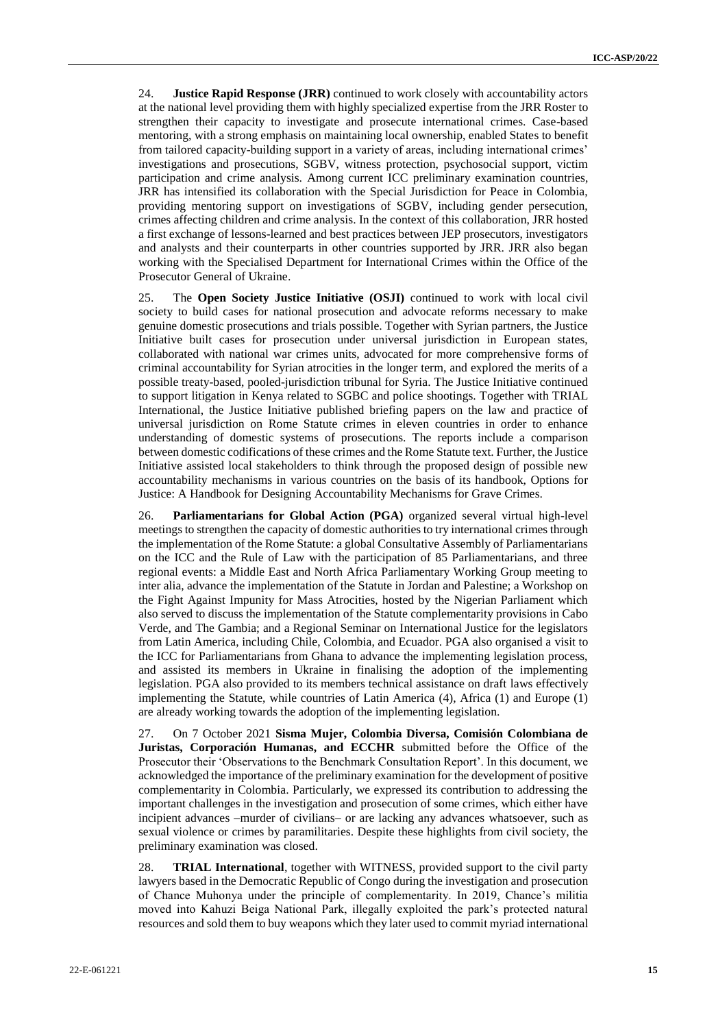24. **Justice Rapid Response (JRR)** continued to work closely with accountability actors at the national level providing them with highly specialized expertise from the JRR Roster to strengthen their capacity to investigate and prosecute international crimes. Case-based mentoring, with a strong emphasis on maintaining local ownership, enabled States to benefit from tailored capacity-building support in a variety of areas, including international crimes' investigations and prosecutions, SGBV, witness protection, psychosocial support, victim participation and crime analysis. Among current ICC preliminary examination countries, JRR has intensified its collaboration with the Special Jurisdiction for Peace in Colombia, providing mentoring support on investigations of SGBV, including gender persecution, crimes affecting children and crime analysis. In the context of this collaboration, JRR hosted a first exchange of lessons-learned and best practices between JEP prosecutors, investigators and analysts and their counterparts in other countries supported by JRR. JRR also began working with the Specialised Department for International Crimes within the Office of the Prosecutor General of Ukraine.

25. The **Open Society Justice Initiative (OSJI)** continued to work with local civil society to build cases for national prosecution and advocate reforms necessary to make genuine domestic prosecutions and trials possible. Together with Syrian partners, the Justice Initiative built cases for prosecution under universal jurisdiction in European states, collaborated with national war crimes units, advocated for more comprehensive forms of criminal accountability for Syrian atrocities in the longer term, and explored the merits of a possible treaty-based, pooled-jurisdiction tribunal for Syria. The Justice Initiative continued to support litigation in Kenya related to SGBC and police shootings. Together with TRIAL International, the Justice Initiative published briefing papers on the law and practice of universal jurisdiction on Rome Statute crimes in eleven countries in order to enhance understanding of domestic systems of prosecutions. The reports include a comparison between domestic codifications of these crimes and the Rome Statute text. Further, the Justice Initiative assisted local stakeholders to think through the proposed design of possible new accountability mechanisms in various countries on the basis of its handbook, Options for Justice: A Handbook for Designing Accountability Mechanisms for Grave Crimes.

26. **Parliamentarians for Global Action (PGA)** organized several virtual high-level meetings to strengthen the capacity of domestic authorities to try international crimes through the implementation of the Rome Statute: a global Consultative Assembly of Parliamentarians on the ICC and the Rule of Law with the participation of 85 Parliamentarians, and three regional events: a Middle East and North Africa Parliamentary Working Group meeting to inter alia, advance the implementation of the Statute in Jordan and Palestine; a Workshop on the Fight Against Impunity for Mass Atrocities, hosted by the Nigerian Parliament which also served to discuss the implementation of the Statute complementarity provisions in Cabo Verde, and The Gambia; and a Regional Seminar on International Justice for the legislators from Latin America, including Chile, Colombia, and Ecuador. PGA also organised a visit to the ICC for Parliamentarians from Ghana to advance the implementing legislation process, and assisted its members in Ukraine in finalising the adoption of the implementing legislation. PGA also provided to its members technical assistance on draft laws effectively implementing the Statute, while countries of Latin America (4), Africa (1) and Europe (1) are already working towards the adoption of the implementing legislation.

27. On 7 October 2021 **Sisma Mujer, Colombia Diversa, Comisión Colombiana de Juristas, Corporación Humanas, and ECCHR** submitted before the Office of the Prosecutor their 'Observations to the Benchmark Consultation Report'. In this document, we acknowledged the importance of the preliminary examination for the development of positive complementarity in Colombia. Particularly, we expressed its contribution to addressing the important challenges in the investigation and prosecution of some crimes, which either have incipient advances –murder of civilians– or are lacking any advances whatsoever, such as sexual violence or crimes by paramilitaries. Despite these highlights from civil society, the preliminary examination was closed.

28. **TRIAL International**, together with WITNESS, provided support to the civil party lawyers based in the Democratic Republic of Congo during the investigation and prosecution of Chance Muhonya under the principle of complementarity. In 2019, Chance's militia moved into Kahuzi Beiga National Park, illegally exploited the park's protected natural resources and sold them to buy weapons which they later used to commit myriad international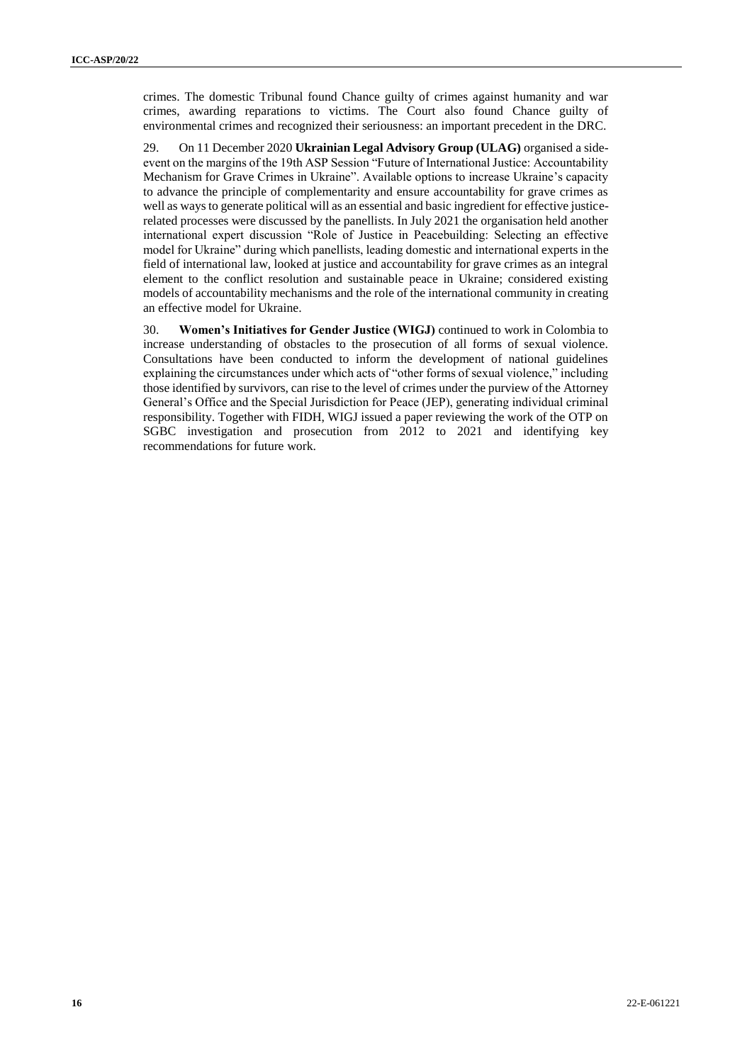crimes. The domestic Tribunal found Chance guilty of crimes against humanity and war crimes, awarding reparations to victims. The Court also found Chance guilty of environmental crimes and recognized their seriousness: an important precedent in the DRC.

29. On 11 December 2020 **Ukrainian Legal Advisory Group (ULAG)** organised a side-event on the margins of the 19th ASP Session "Future of International Justice: Accountability Mechanism for Grave Crimes in Ukraine". Available options to increase Ukraine's capacity to advance the principle of complementarity and ensure accountability for grave crimes as well as ways to generate political will as an essential and basic ingredient for effective justice-related processes were discussed by the panellists. In July 2021 the organisation held another international expert discussion "Role of Justice in Peacebuilding: Selecting an effective model for Ukraine" during which panellists, leading domestic and international experts in the field of international law, looked at justice and accountability for grave crimes as an integral element to the conflict resolution and sustainable peace in Ukraine; considered existing models of accountability mechanisms and the role of the international community in creating an effective model for Ukraine.

30. **Women's Initiatives for Gender Justice (WIGJ)** continued to work in Colombia to increase understanding of obstacles to the prosecution of all forms of sexual violence. Consultations have been conducted to inform the development of national guidelines explaining the circumstances under which acts of "other forms of sexual violence," including those identified by survivors, can rise to the level of crimes under the purview of the Attorney General's Office and the Special Jurisdiction for Peace (JEP), generating individual criminal responsibility. Together with FIDH, WIGJ issued a paper reviewing the work of the OTP on SGBC investigation and prosecution from 2012 to 2021 and identifying key recommendations for future work.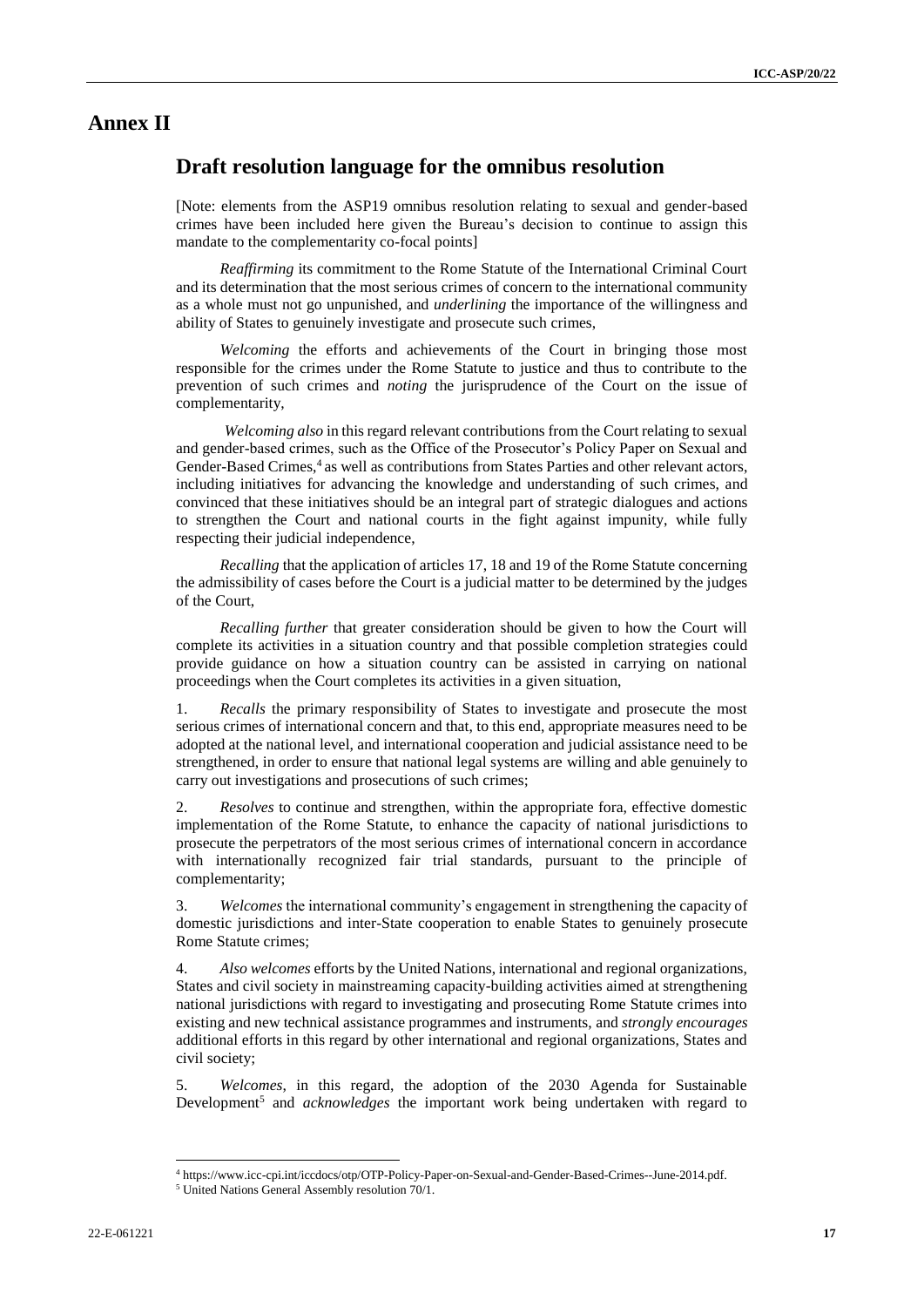# Annex II

## Draft resolution language for the omnibus resolution

[Note: elements from the ASP19 omnibus resolution relating to sexual and gender-based crimes have been included here given the Bureau's decision to continue to assign this mandate to the complementarity co-focal points]

*Reaffirming* its commitment to the Rome Statute of the International Criminal Court and its determination that the most serious crimes of concern to the international community as a whole must not go unpunished, and *underlining* the importance of the willingness and ability of States to genuinely investigate and prosecute such crimes,

*Welcoming* the efforts and achievements of the Court in bringing those most responsible for the crimes under the Rome Statute to justice and thus to contribute to the prevention of such crimes and *noting* the jurisprudence of the Court on the issue of complementarity,

*Welcoming also* in this regard relevant contributions from the Court relating to sexual and gender-based crimes, such as the Office of the Prosecutor's Policy Paper on Sexual and Gender-Based Crimes,[4] as well as contributions from States Parties and other relevant actors, including initiatives for advancing the knowledge and understanding of such crimes, and convinced that these initiatives should be an integral part of strategic dialogues and actions to strengthen the Court and national courts in the fight against impunity, while fully respecting their judicial independence,

*Recalling* that the application of articles 17, 18 and 19 of the Rome Statute concerning the admissibility of cases before the Court is a judicial matter to be determined by the judges of the Court,

*Recalling further* that greater consideration should be given to how the Court will complete its activities in a situation country and that possible completion strategies could provide guidance on how a situation country can be assisted in carrying on national proceedings when the Court completes its activities in a given situation,

1. *Recalls* the primary responsibility of States to investigate and prosecute the most serious crimes of international concern and that, to this end, appropriate measures need to be adopted at the national level, and international cooperation and judicial assistance need to be strengthened, in order to ensure that national legal systems are willing and able genuinely to carry out investigations and prosecutions of such crimes;

2. *Resolves* to continue and strengthen, within the appropriate fora, effective domestic implementation of the Rome Statute, to enhance the capacity of national jurisdictions to prosecute the perpetrators of the most serious crimes of international concern in accordance with internationally recognized fair trial standards, pursuant to the principle of complementarity;

3. *Welcomes* the international community's engagement in strengthening the capacity of domestic jurisdictions and inter-State cooperation to enable States to genuinely prosecute Rome Statute crimes;

4. *Also welcomes* efforts by the United Nations, international and regional organizations, States and civil society in mainstreaming capacity-building activities aimed at strengthening national jurisdictions with regard to investigating and prosecuting Rome Statute crimes into existing and new technical assistance programmes and instruments, and *strongly encourages* additional efforts in this regard by other international and regional organizations, States and civil society;

5. *Welcomes*, in this regard, the adoption of the 2030 Agenda for Sustainable Development[5] and *acknowledges* the important work being undertaken with regard to

---

[4] https://www.icc-cpi.int/iccdocs/otp/OTP-Policy-Paper-on-Sexual-and-Gender-Based-Crimes--June-2014.pdf.

[5] United Nations General Assembly resolution 70/1.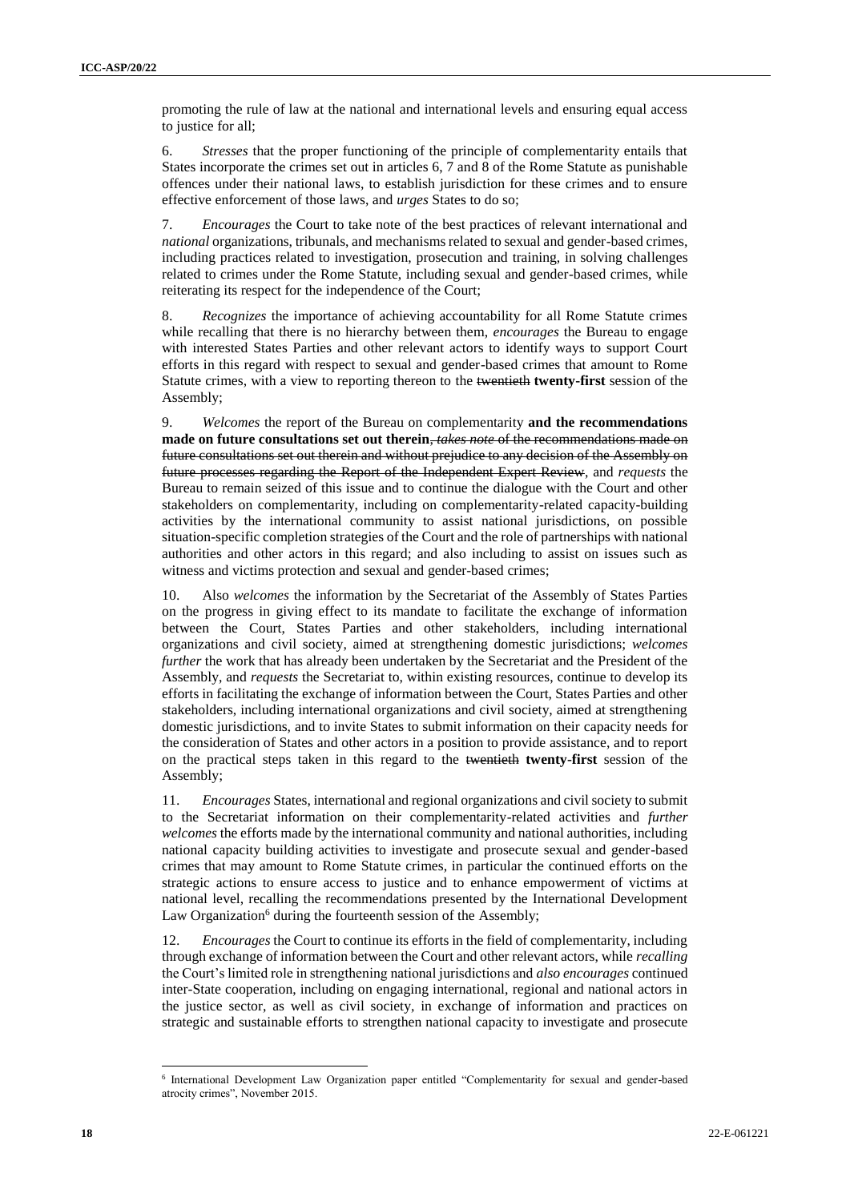promoting the rule of law at the national and international levels and ensuring equal access to justice for all;

6. *Stresses* that the proper functioning of the principle of complementarity entails that States incorporate the crimes set out in articles 6, 7 and 8 of the Rome Statute as punishable offences under their national laws, to establish jurisdiction for these crimes and to ensure effective enforcement of those laws, and *urges* States to do so;

7. *Encourages* the Court to take note of the best practices of relevant international and *national* organizations, tribunals, and mechanisms related to sexual and gender-based crimes, including practices related to investigation, prosecution and training, in solving challenges related to crimes under the Rome Statute, including sexual and gender-based crimes, while reiterating its respect for the independence of the Court;

8. *Recognizes* the importance of achieving accountability for all Rome Statute crimes while recalling that there is no hierarchy between them, *encourages* the Bureau to engage with interested States Parties and other relevant actors to identify ways to support Court efforts in this regard with respect to sexual and gender-based crimes that amount to Rome Statute crimes, with a view to reporting thereon to the ~~twentieth~~ **twenty-first** session of the Assembly;

9. *Welcomes* the report of the Bureau on complementarity **and the recommendations made on future consultations set out therein**~~, *takes note* of the recommendations made on future consultations set out therein and without prejudice to any decision of the Assembly on future processes regarding the Report of the Independent Expert Review~~, and *requests* the Bureau to remain seized of this issue and to continue the dialogue with the Court and other stakeholders on complementarity, including on complementarity-related capacity-building activities by the international community to assist national jurisdictions, on possible situation-specific completion strategies of the Court and the role of partnerships with national authorities and other actors in this regard; and also including to assist on issues such as witness and victims protection and sexual and gender-based crimes;

10. Also *welcomes* the information by the Secretariat of the Assembly of States Parties on the progress in giving effect to its mandate to facilitate the exchange of information between the Court, States Parties and other stakeholders, including international organizations and civil society, aimed at strengthening domestic jurisdictions; *welcomes further* the work that has already been undertaken by the Secretariat and the President of the Assembly, and *requests* the Secretariat to, within existing resources, continue to develop its efforts in facilitating the exchange of information between the Court, States Parties and other stakeholders, including international organizations and civil society, aimed at strengthening domestic jurisdictions, and to invite States to submit information on their capacity needs for the consideration of States and other actors in a position to provide assistance, and to report on the practical steps taken in this regard to the ~~twentieth~~ **twenty-first** session of the Assembly;

11. *Encourages* States, international and regional organizations and civil society to submit to the Secretariat information on their complementarity-related activities and *further welcomes* the efforts made by the international community and national authorities, including national capacity building activities to investigate and prosecute sexual and gender-based crimes that may amount to Rome Statute crimes, in particular the continued efforts on the strategic actions to ensure access to justice and to enhance empowerment of victims at national level, recalling the recommendations presented by the International Development Law Organization[6] during the fourteenth session of the Assembly;

12. *Encourages* the Court to continue its efforts in the field of complementarity, including through exchange of information between the Court and other relevant actors, while *recalling* the Court's limited role in strengthening national jurisdictions and *also encourages* continued inter-State cooperation, including on engaging international, regional and national actors in the justice sector, as well as civil society, in exchange of information and practices on strategic and sustainable efforts to strengthen national capacity to investigate and prosecute

---

[6] International Development Law Organization paper entitled "Complementarity for sexual and gender-based atrocity crimes", November 2015.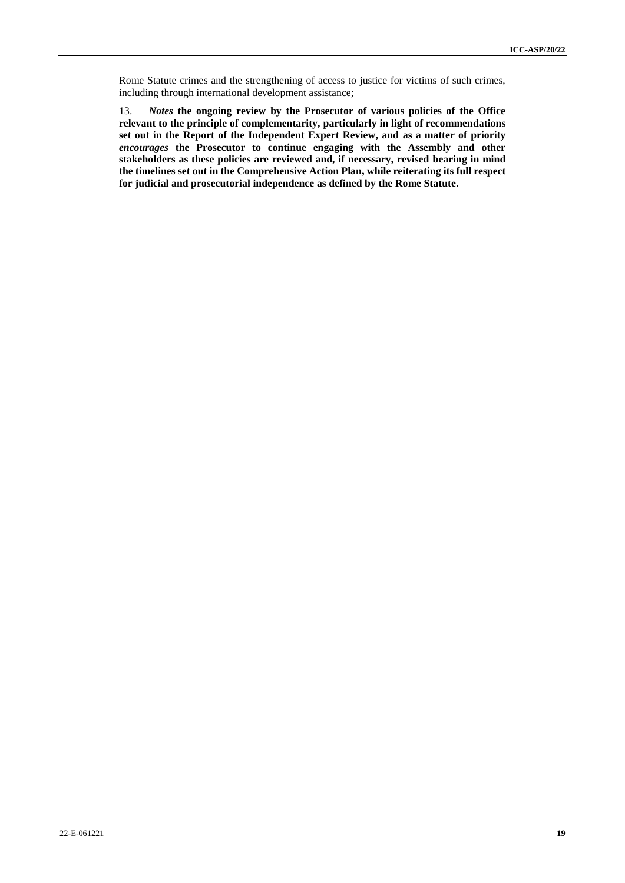Rome Statute crimes and the strengthening of access to justice for victims of such crimes, including through international development assistance;

13. ***Notes* the ongoing review by the Prosecutor of various policies of the Office relevant to the principle of complementarity, particularly in light of recommendations set out in the Report of the Independent Expert Review, and as a matter of priority *encourages* the Prosecutor to continue engaging with the Assembly and other stakeholders as these policies are reviewed and, if necessary, revised bearing in mind the timelines set out in the Comprehensive Action Plan, while reiterating its full respect for judicial and prosecutorial independence as defined by the Rome Statute.**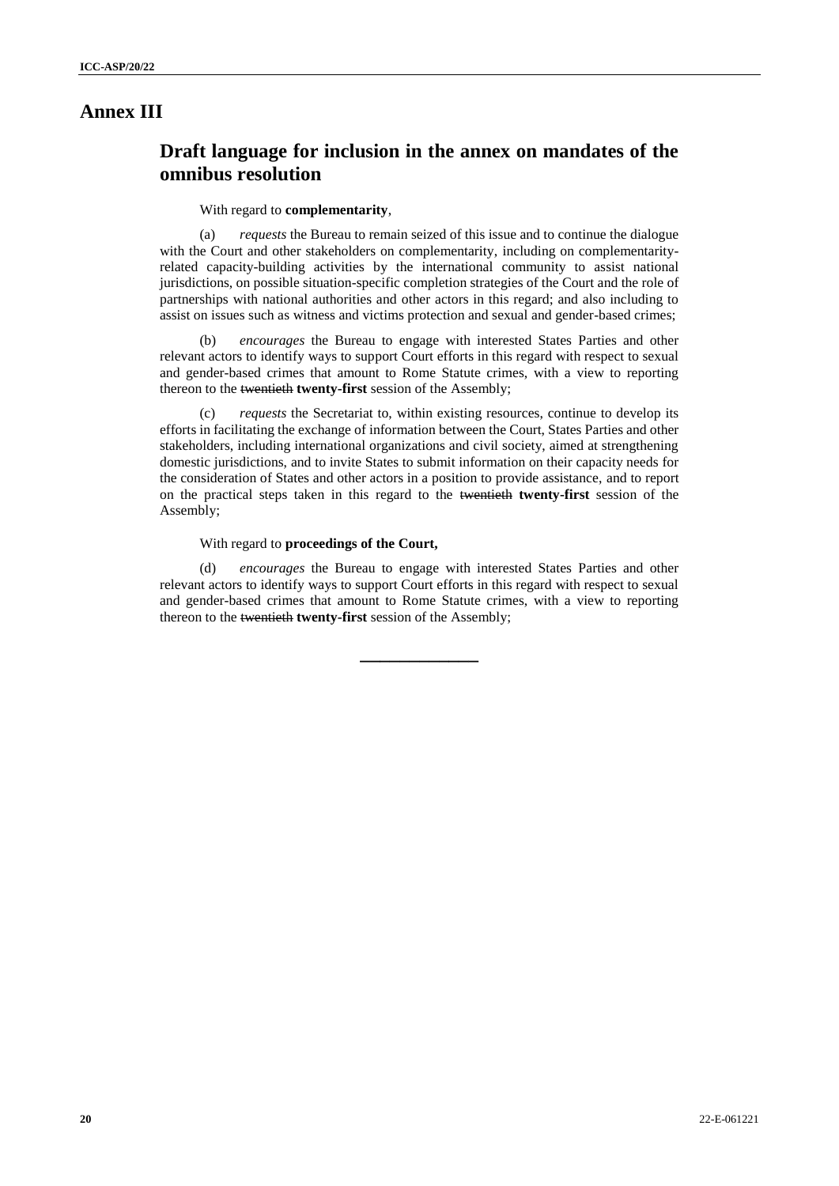# Annex III

## Draft language for inclusion in the annex on mandates of the omnibus resolution

With regard to **complementarity**,

(a) *requests* the Bureau to remain seized of this issue and to continue the dialogue with the Court and other stakeholders on complementarity, including on complementarity-related capacity-building activities by the international community to assist national jurisdictions, on possible situation-specific completion strategies of the Court and the role of partnerships with national authorities and other actors in this regard; and also including to assist on issues such as witness and victims protection and sexual and gender-based crimes;

(b) *encourages* the Bureau to engage with interested States Parties and other relevant actors to identify ways to support Court efforts in this regard with respect to sexual and gender-based crimes that amount to Rome Statute crimes, with a view to reporting thereon to the ~~twentieth~~ **twenty-first** session of the Assembly;

(c) *requests* the Secretariat to, within existing resources, continue to develop its efforts in facilitating the exchange of information between the Court, States Parties and other stakeholders, including international organizations and civil society, aimed at strengthening domestic jurisdictions, and to invite States to submit information on their capacity needs for the consideration of States and other actors in a position to provide assistance, and to report on the practical steps taken in this regard to the ~~twentieth~~ **twenty-first** session of the Assembly;

With regard to **proceedings of the Court,**

(d) *encourages* the Bureau to engage with interested States Parties and other relevant actors to identify ways to support Court efforts in this regard with respect to sexual and gender-based crimes that amount to Rome Statute crimes, with a view to reporting thereon to the ~~twentieth~~ **twenty-first** session of the Assembly;

---